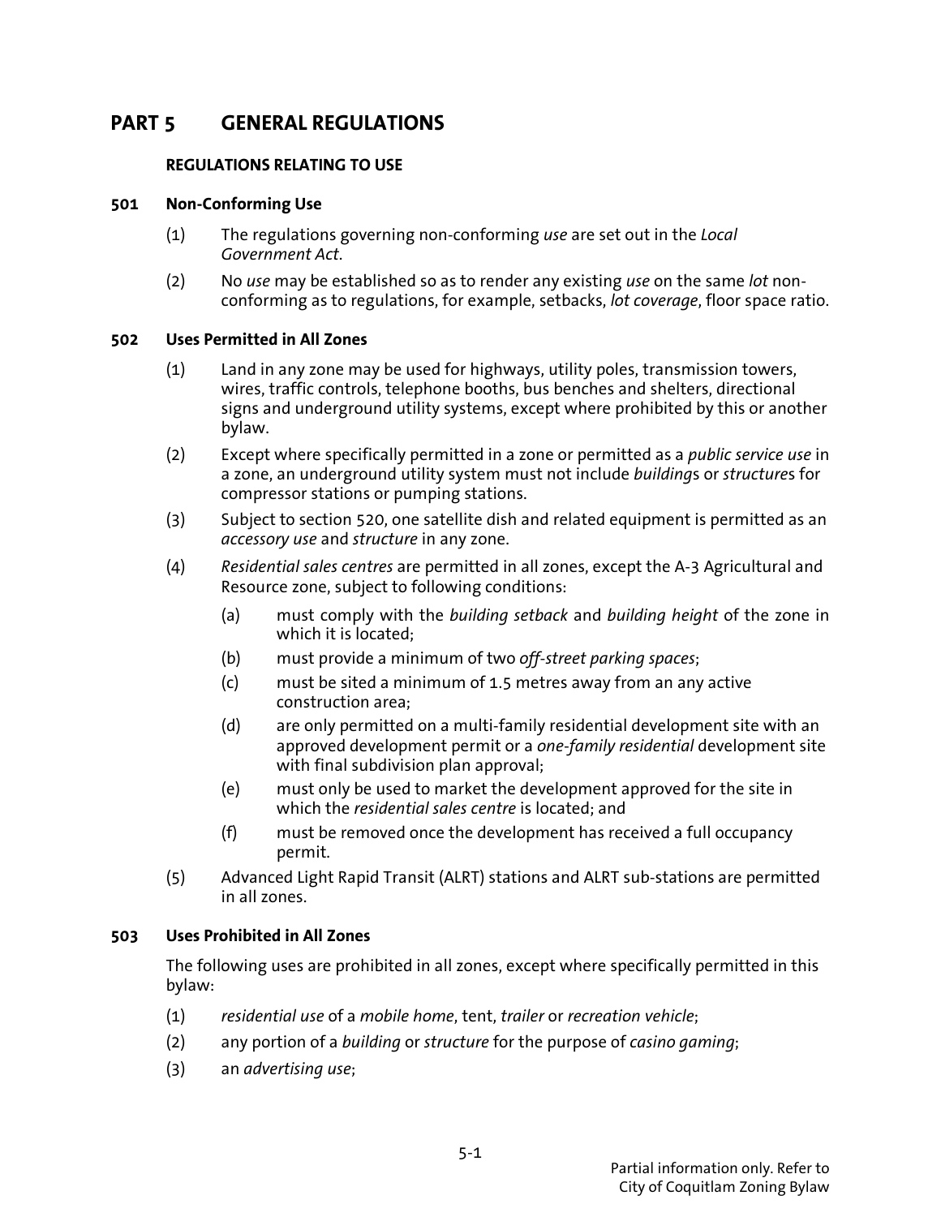# PART 5 GENERAL REGULATIONS

## REGULATIONS RELATING TO USE

### 501 Non-Conforming Use

(1) The regulations governing non-conforming *use* are set out in the *Local Government Act*.

(2) No *use* may be established so as to render any existing *use* on the same *lot* non-conforming as to regulations, for example, setbacks, *lot coverage*, floor space ratio.

### 502 Uses Permitted in All Zones

(1) Land in any zone may be used for highways, utility poles, transmission towers, wires, traffic controls, telephone booths, bus benches and shelters, directional signs and underground utility systems, except where prohibited by this or another bylaw.

(2) Except where specifically permitted in a zone or permitted as a *public service use* in a zone, an underground utility system must not include *building*s or *structure*s for compressor stations or pumping stations.

(3) Subject to section 520, one satellite dish and related equipment is permitted as an *accessory use* and *structure* in any zone.

(4) *Residential sales centres* are permitted in all zones, except the A-3 Agricultural and Resource zone, subject to following conditions:

  (a) must comply with the *building setback* and *building height* of the zone in which it is located;

  (b) must provide a minimum of two *off-street parking spaces*;

  (c) must be sited a minimum of 1.5 metres away from an any active construction area;

  (d) are only permitted on a multi-family residential development site with an approved development permit or a *one-family residential* development site with final subdivision plan approval;

  (e) must only be used to market the development approved for the site in which the *residential sales centre* is located; and

  (f) must be removed once the development has received a full occupancy permit.

(5) Advanced Light Rapid Transit (ALRT) stations and ALRT sub-stations are permitted in all zones.

### 503 Uses Prohibited in All Zones

The following uses are prohibited in all zones, except where specifically permitted in this bylaw:

(1) *residential use* of a *mobile home*, tent, *trailer* or *recreation vehicle*;

(2) any portion of a *building* or *structure* for the purpose of *casino gaming*;

(3) an *advertising use*;

Partial information only. Refer to City of Coquitlam Zoning Bylaw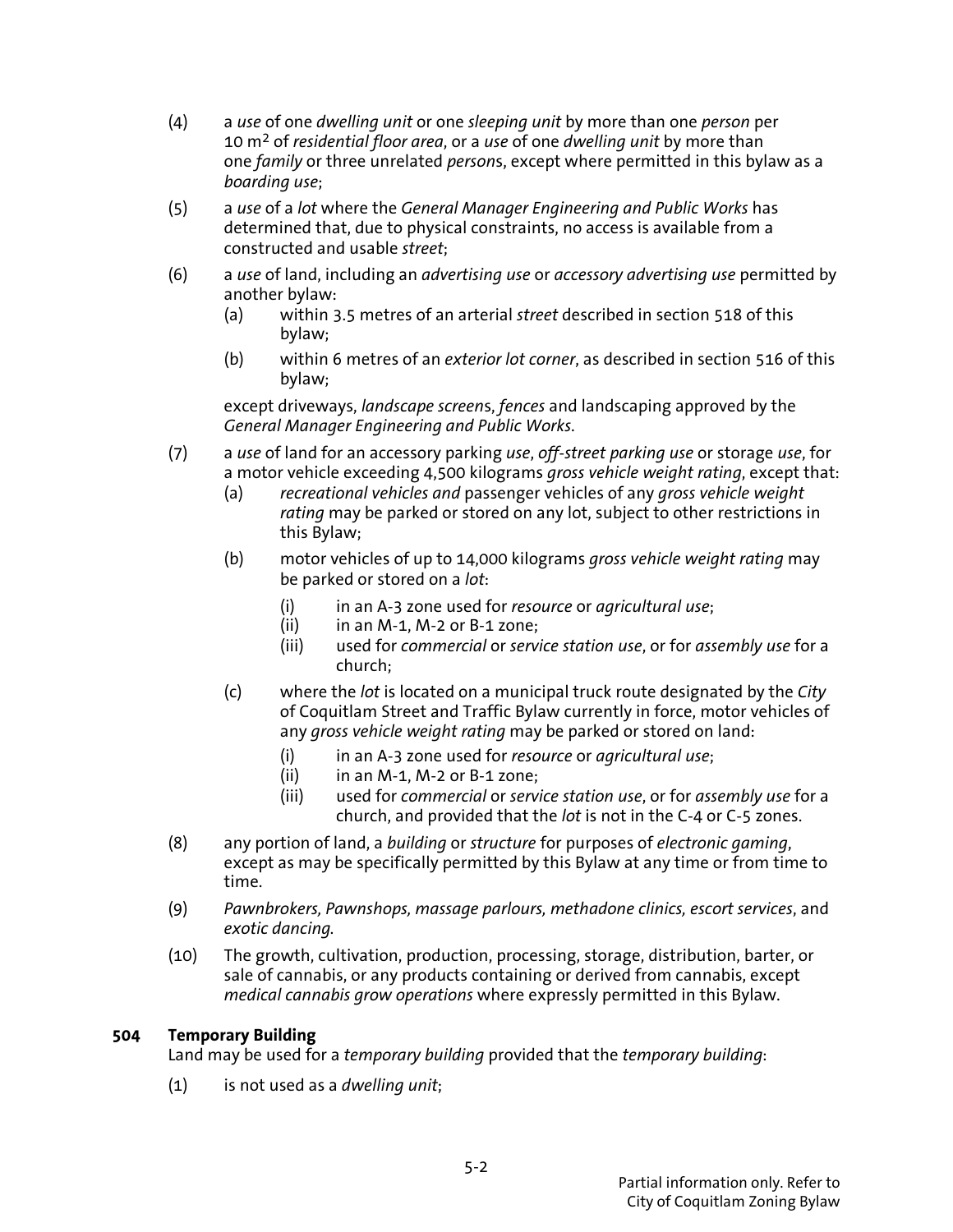(4) a *use* of one *dwelling unit* or one *sleeping unit* by more than one *person* per 10 m$^2$ of *residential floor area*, or a *use* of one *dwelling unit* by more than one *family* or three unrelated *person*s, except where permitted in this bylaw as a *boarding use*;

(5) a *use* of a *lot* where the *General Manager Engineering and Public Works* has determined that, due to physical constraints, no access is available from a constructed and usable *street*;

(6) a *use* of land, including an *advertising use* or *accessory advertising use* permitted by another bylaw:

   (a) within 3.5 metres of an arterial *street* described in section 518 of this bylaw;

   (b) within 6 metres of an *exterior lot corner*, as described in section 516 of this bylaw;

   except driveways, *landscape screen*s, *fences* and landscaping approved by the *General Manager Engineering and Public Works*.

(7) a *use* of land for an accessory parking *use*, *off-street parking use* or storage *use*, for a motor vehicle exceeding 4,500 kilograms *gross vehicle weight rating*, except that:

   (a) *recreational vehicles and* passenger vehicles of any *gross vehicle weight rating* may be parked or stored on any lot, subject to other restrictions in this Bylaw;

   (b) motor vehicles of up to 14,000 kilograms *gross vehicle weight rating* may be parked or stored on a *lot*:

      (i) in an A-3 zone used for *resource* or *agricultural use*;

      (ii) in an M-1, M-2 or B-1 zone;

      (iii) used for *commercial* or *service station use*, or for *assembly use* for a church;

   (c) where the *lot* is located on a municipal truck route designated by the *City* of Coquitlam Street and Traffic Bylaw currently in force, motor vehicles of any *gross vehicle weight rating* may be parked or stored on land:

      (i) in an A-3 zone used for *resource* or *agricultural use*;

      (ii) in an M-1, M-2 or B-1 zone;

      (iii) used for *commercial* or *service station use*, or for *assembly use* for a church, and provided that the *lot* is not in the C-4 or C-5 zones.

(8) any portion of land, a *building* or *structure* for purposes of *electronic gaming*, except as may be specifically permitted by this Bylaw at any time or from time to time.

(9) *Pawnbrokers, Pawnshops, massage parlours, methadone clinics, escort services*, and *exotic dancing.*

(10) The growth, cultivation, production, processing, storage, distribution, barter, or sale of cannabis, or any products containing or derived from cannabis, except *medical cannabis grow operations* where expressly permitted in this Bylaw.

### 504 Temporary Building

Land may be used for a *temporary building* provided that the *temporary building*:

(1) is not used as a *dwelling unit*;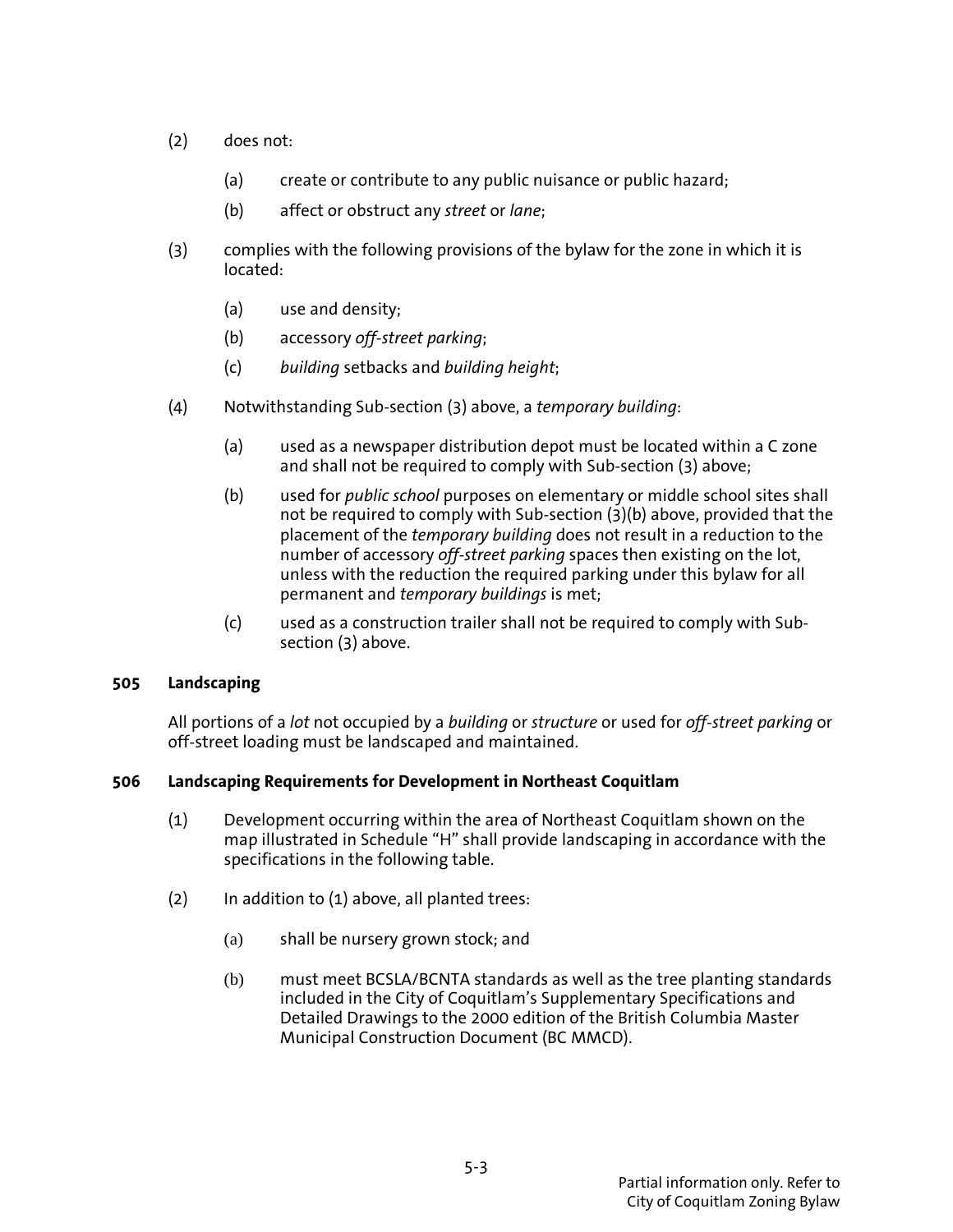(2) does not:

  (a) create or contribute to any public nuisance or public hazard;

  (b) affect or obstruct any *street* or *lane*;

(3) complies with the following provisions of the bylaw for the zone in which it is located:

  (a) use and density;

  (b) accessory *off-street parking*;

  (c) *building* setbacks and *building height*;

(4) Notwithstanding Sub-section (3) above, a *temporary building*:

  (a) used as a newspaper distribution depot must be located within a C zone and shall not be required to comply with Sub-section (3) above;

  (b) used for *public school* purposes on elementary or middle school sites shall not be required to comply with Sub-section (3)(b) above, provided that the placement of the *temporary building* does not result in a reduction to the number of accessory *off-street parking* spaces then existing on the lot, unless with the reduction the required parking under this bylaw for all permanent and *temporary buildings* is met;

  (c) used as a construction trailer shall not be required to comply with Sub-section (3) above.

### 505 Landscaping

All portions of a *lot* not occupied by a *building* or *structure* or used for *off-street parking* or off-street loading must be landscaped and maintained.

### 506 Landscaping Requirements for Development in Northeast Coquitlam

(1) Development occurring within the area of Northeast Coquitlam shown on the map illustrated in Schedule "H" shall provide landscaping in accordance with the specifications in the following table.

(2) In addition to (1) above, all planted trees:

  (a) shall be nursery grown stock; and

  (b) must meet BCSLA/BCNTA standards as well as the tree planting standards included in the City of Coquitlam's Supplementary Specifications and Detailed Drawings to the 2000 edition of the British Columbia Master Municipal Construction Document (BC MMCD).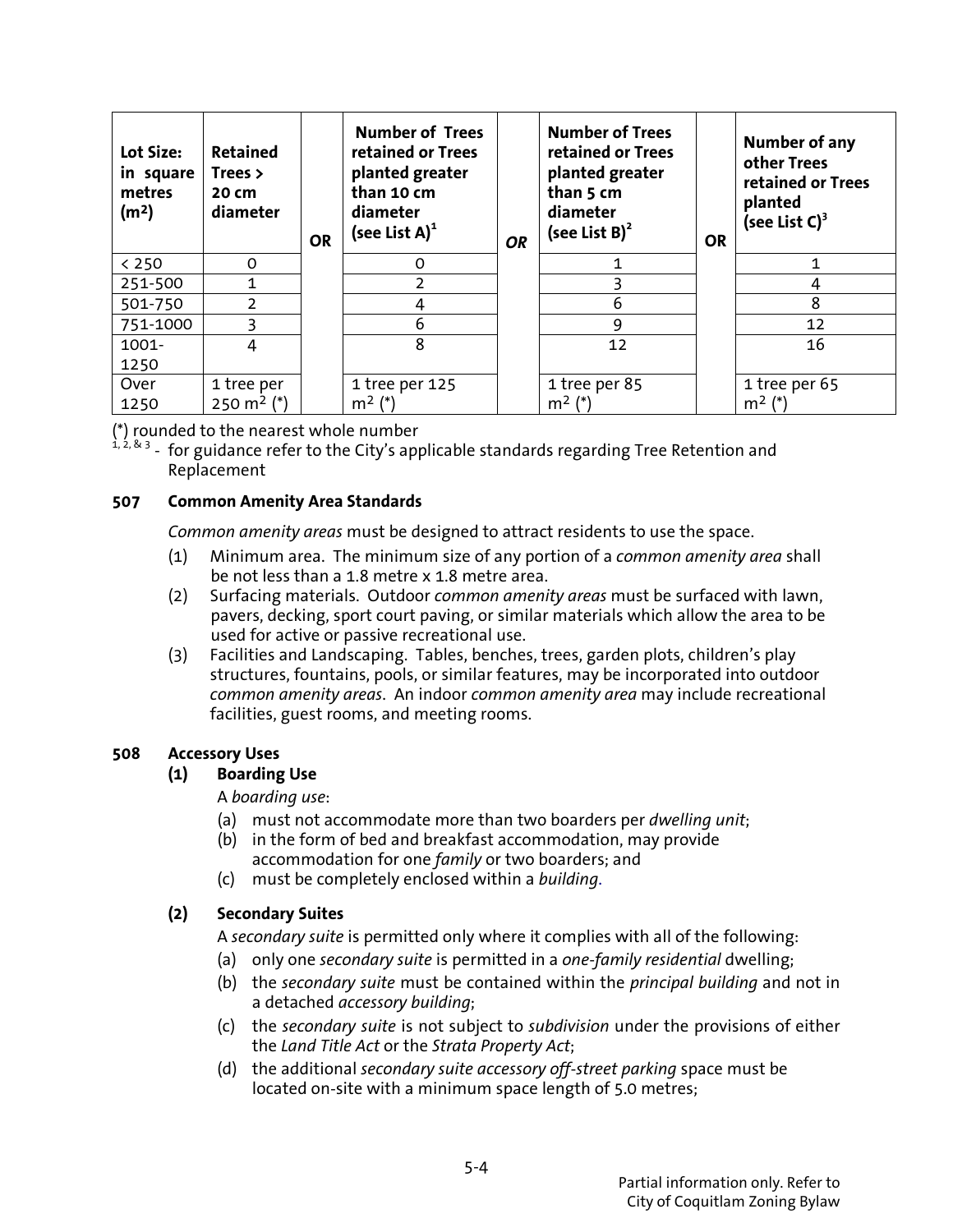| Lot Size: in square metres ($m^2$) | Retained Trees > 20 cm diameter | OR | Number of Trees retained or Trees planted greater than 10 cm diameter (see List A)[1] | OR | Number of Trees retained or Trees planted greater than 5 cm diameter (see List B)[2] | OR | Number of any other Trees retained or Trees planted (see List C)[3] |
|---|---|---|---|---|---|---|---|
| < 250 | 0 | | 0 | | 1 | | 1 |
| 251-500 | 1 | | 2 | | 3 | | 4 |
| 501-750 | 2 | | 4 | | 6 | | 8 |
| 751-1000 | 3 | | 6 | | 9 | | 12 |
| 1001-1250 | 4 | | 8 | | 12 | | 16 |
| Over 1250 | 1 tree per 250 $m^2$ (*) | | 1 tree per 125 $m^2$ (*) | | 1 tree per 85 $m^2$ (*) | | 1 tree per 65 $m^2$ (*) |

(*) rounded to the nearest whole number

[1, 2, & 3] - for guidance refer to the City's applicable standards regarding Tree Retention and Replacement

**507 Common Amenity Area Standards**

*Common amenity areas* must be designed to attract residents to use the space.

(1) Minimum area. The minimum size of any portion of a *common amenity area* shall be not less than a 1.8 metre x 1.8 metre area.

(2) Surfacing materials. Outdoor *common amenity areas* must be surfaced with lawn, pavers, decking, sport court paving, or similar materials which allow the area to be used for active or passive recreational use.

(3) Facilities and Landscaping. Tables, benches, trees, garden plots, children's play structures, fountains, pools, or similar features, may be incorporated into outdoor *common amenity areas*. An indoor *common amenity area* may include recreational facilities, guest rooms, and meeting rooms.

**508 Accessory Uses**

**(1) Boarding Use**

A *boarding use*:

(a) must not accommodate more than two boarders per *dwelling unit*;

(b) in the form of bed and breakfast accommodation, may provide accommodation for one *family* or two boarders; and

(c) must be completely enclosed within a *building*.

**(2) Secondary Suites**

A *secondary suite* is permitted only where it complies with all of the following:

(a) only one *secondary suite* is permitted in a *one-family residential* dwelling;

(b) the *secondary suite* must be contained within the *principal building* and not in a detached *accessory building*;

(c) the *secondary suite* is not subject to *subdivision* under the provisions of either the *Land Title Act* or the *Strata Property Act*;

(d) the additional *secondary suite accessory off-street parking* space must be located on-site with a minimum space length of 5.0 metres;

Partial information only. Refer to City of Coquitlam Zoning Bylaw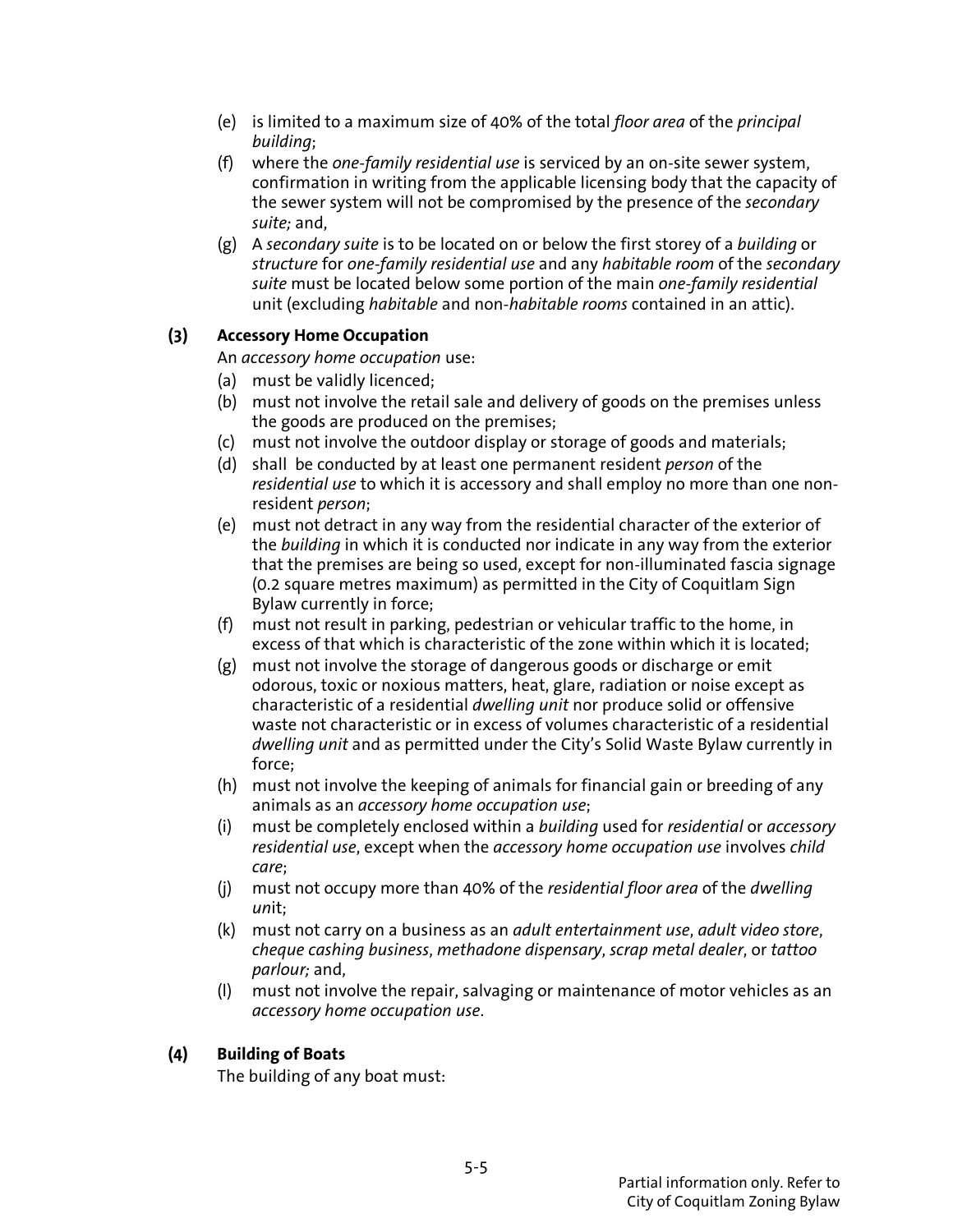(e) is limited to a maximum size of 40% of the total *floor area* of the *principal building*;

(f) where the *one-family residential use* is serviced by an on-site sewer system, confirmation in writing from the applicable licensing body that the capacity of the sewer system will not be compromised by the presence of the *secondary suite;* and,

(g) A *secondary suite* is to be located on or below the first storey of a *building* or *structure* for *one-family residential use* and any *habitable room* of the *secondary suite* must be located below some portion of the main *one-family residential* unit (excluding *habitable* and non-*habitable rooms* contained in an attic).

**(3) Accessory Home Occupation**

An *accessory home occupation* use:

(a) must be validly licenced;

(b) must not involve the retail sale and delivery of goods on the premises unless the goods are produced on the premises;

(c) must not involve the outdoor display or storage of goods and materials;

(d) shall be conducted by at least one permanent resident *person* of the *residential use* to which it is accessory and shall employ no more than one non-resident *person*;

(e) must not detract in any way from the residential character of the exterior of the *building* in which it is conducted nor indicate in any way from the exterior that the premises are being so used, except for non-illuminated fascia signage (0.2 square metres maximum) as permitted in the City of Coquitlam Sign Bylaw currently in force;

(f) must not result in parking, pedestrian or vehicular traffic to the home, in excess of that which is characteristic of the zone within which it is located;

(g) must not involve the storage of dangerous goods or discharge or emit odorous, toxic or noxious matters, heat, glare, radiation or noise except as characteristic of a residential *dwelling unit* nor produce solid or offensive waste not characteristic or in excess of volumes characteristic of a residential *dwelling unit* and as permitted under the City's Solid Waste Bylaw currently in force;

(h) must not involve the keeping of animals for financial gain or breeding of any animals as an *accessory home occupation use*;

(i) must be completely enclosed within a *building* used for *residential* or *accessory residential use*, except when the *accessory home occupation use* involves *child care*;

(j) must not occupy more than 40% of the *residential floor area* of the *dwelling unit*;

(k) must not carry on a business as an *adult entertainment use*, *adult video store*, *cheque cashing business*, *methadone dispensary*, *scrap metal dealer*, or *tattoo parlour;* and,

(l) must not involve the repair, salvaging or maintenance of motor vehicles as an *accessory home occupation use*.

**(4) Building of Boats**

The building of any boat must:

Partial information only. Refer to City of Coquitlam Zoning Bylaw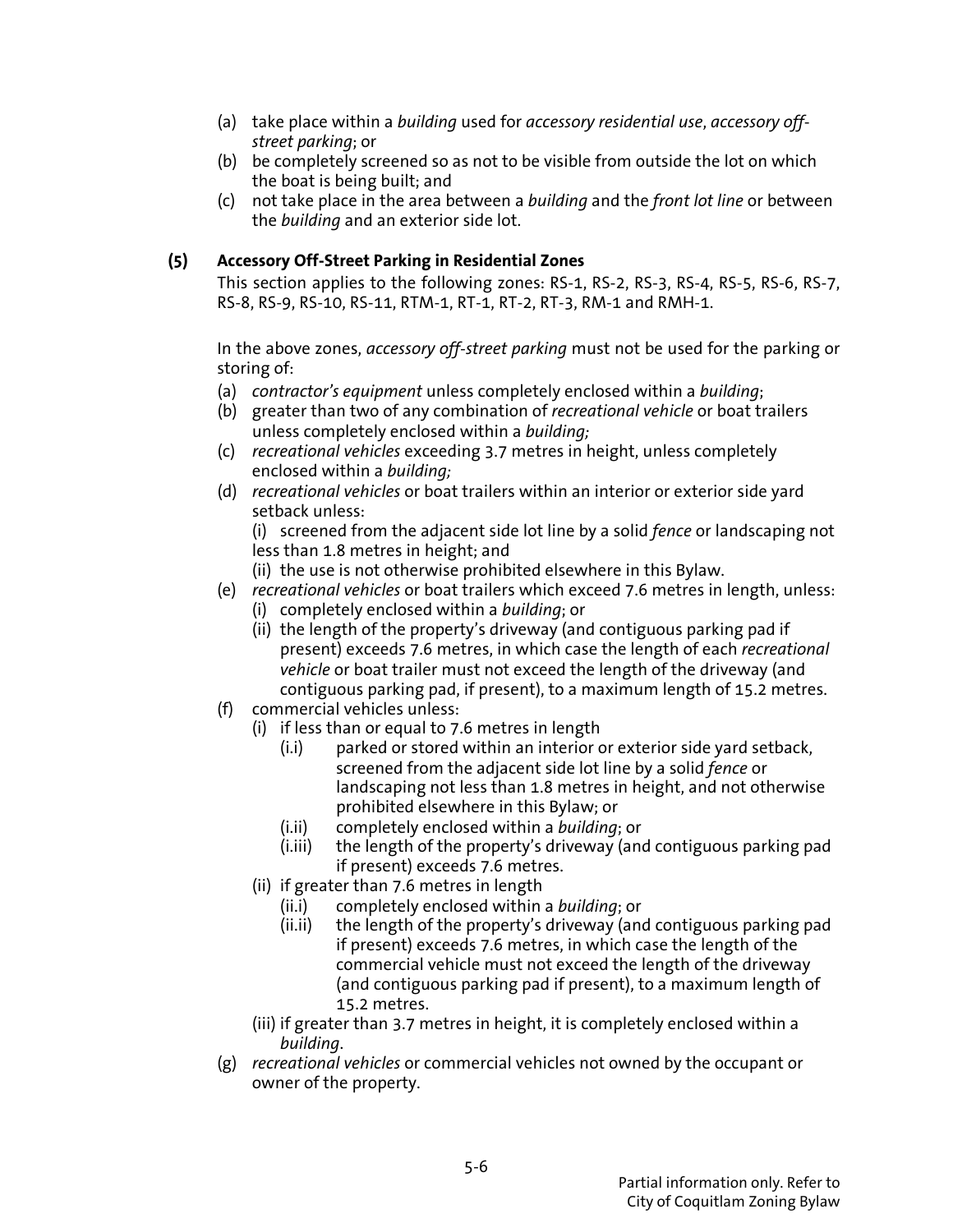(a) take place within a *building* used for *accessory residential use*, *accessory off-street parking*; or
(b) be completely screened so as not to be visible from outside the lot on which the boat is being built; and
(c) not take place in the area between a *building* and the *front lot line* or between the *building* and an exterior side lot.

**(5) Accessory Off-Street Parking in Residential Zones**

This section applies to the following zones: RS-1, RS-2, RS-3, RS-4, RS-5, RS-6, RS-7, RS-8, RS-9, RS-10, RS-11, RTM-1, RT-1, RT-2, RT-3, RM-1 and RMH-1.

In the above zones, *accessory off-street parking* must not be used for the parking or storing of:

(a) *contractor's equipment* unless completely enclosed within a *building*;
(b) greater than two of any combination of *recreational vehicle* or boat trailers unless completely enclosed within a *building;*
(c) *recreational vehicles* exceeding 3.7 metres in height, unless completely enclosed within a *building;*
(d) *recreational vehicles* or boat trailers within an interior or exterior side yard setback unless:
   (i) screened from the adjacent side lot line by a solid *fence* or landscaping not less than 1.8 metres in height; and
   (ii) the use is not otherwise prohibited elsewhere in this Bylaw.
(e) *recreational vehicles* or boat trailers which exceed 7.6 metres in length, unless:
   (i) completely enclosed within a *building*; or
   (ii) the length of the property's driveway (and contiguous parking pad if present) exceeds 7.6 metres, in which case the length of each *recreational vehicle* or boat trailer must not exceed the length of the driveway (and contiguous parking pad, if present), to a maximum length of 15.2 metres.
(f) commercial vehicles unless:
   (i) if less than or equal to 7.6 metres in length
      (i.i) parked or stored within an interior or exterior side yard setback, screened from the adjacent side lot line by a solid *fence* or landscaping not less than 1.8 metres in height, and not otherwise prohibited elsewhere in this Bylaw; or
      (i.ii) completely enclosed within a *building*; or
      (i.iii) the length of the property's driveway (and contiguous parking pad if present) exceeds 7.6 metres.
   (ii) if greater than 7.6 metres in length
      (ii.i) completely enclosed within a *building*; or
      (ii.ii) the length of the property's driveway (and contiguous parking pad if present) exceeds 7.6 metres, in which case the length of the commercial vehicle must not exceed the length of the driveway (and contiguous parking pad if present), to a maximum length of 15.2 metres.
   (iii) if greater than 3.7 metres in height, it is completely enclosed within a *building*.
(g) *recreational vehicles* or commercial vehicles not owned by the occupant or owner of the property.

Partial information only. Refer to City of Coquitlam Zoning Bylaw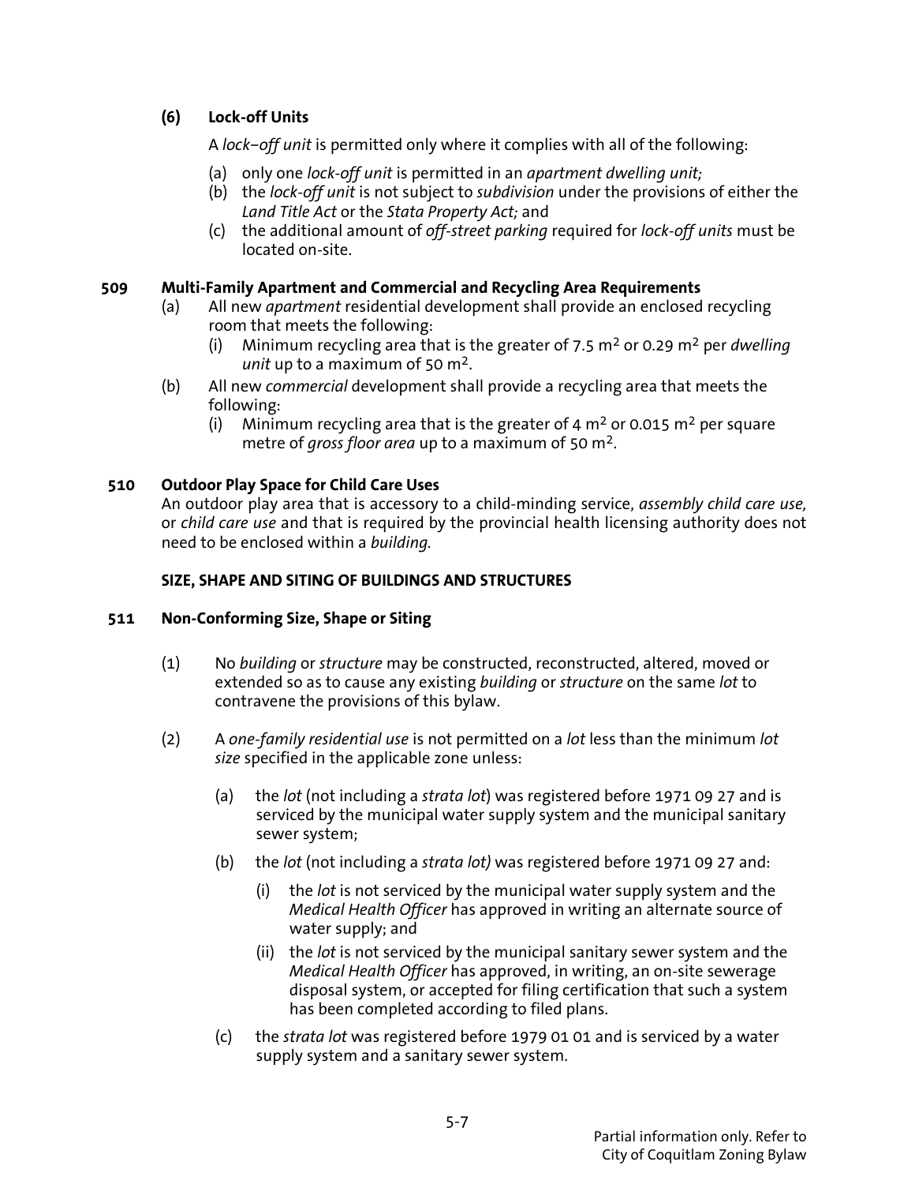**(6) Lock-off Units**

A *lock–off unit* is permitted only where it complies with all of the following:

(a) only one *lock-off unit* is permitted in an *apartment dwelling unit;*
(b) the *lock-off unit* is not subject to *subdivision* under the provisions of either the *Land Title Act* or the *Stata Property Act;* and
(c) the additional amount of *off-street parking* required for *lock-off units* must be located on-site.

**509 Multi-Family Apartment and Commercial and Recycling Area Requirements**

(a) All new *apartment* residential development shall provide an enclosed recycling room that meets the following:
   (i) Minimum recycling area that is the greater of 7.5 $m^2$ or 0.29 $m^2$ per *dwelling unit* up to a maximum of 50 $m^2$.
(b) All new *commercial* development shall provide a recycling area that meets the following:
   (i) Minimum recycling area that is the greater of 4 $m^2$ or 0.015 $m^2$ per square metre of *gross floor area* up to a maximum of 50 $m^2$.

**510 Outdoor Play Space for Child Care Uses**

An outdoor play area that is accessory to a child-minding service, *assembly child care use,* or *child care use* and that is required by the provincial health licensing authority does not need to be enclosed within a *building*.

**SIZE, SHAPE AND SITING OF BUILDINGS AND STRUCTURES**

**511 Non-Conforming Size, Shape or Siting**

(1) No *building* or *structure* may be constructed, reconstructed, altered, moved or extended so as to cause any existing *building* or *structure* on the same *lot* to contravene the provisions of this bylaw.

(2) A *one-family residential use* is not permitted on a *lot* less than the minimum *lot size* specified in the applicable zone unless:

   (a) the *lot* (not including a *strata lot*) was registered before 1971 09 27 and is serviced by the municipal water supply system and the municipal sanitary sewer system;

   (b) the *lot* (not including a *strata lot)* was registered before 1971 09 27 and:

      (i) the *lot* is not serviced by the municipal water supply system and the *Medical Health Officer* has approved in writing an alternate source of water supply; and

      (ii) the *lot* is not serviced by the municipal sanitary sewer system and the *Medical Health Officer* has approved, in writing, an on-site sewerage disposal system, or accepted for filing certification that such a system has been completed according to filed plans.

   (c) the *strata lot* was registered before 1979 01 01 and is serviced by a water supply system and a sanitary sewer system.

Partial information only. Refer to City of Coquitlam Zoning Bylaw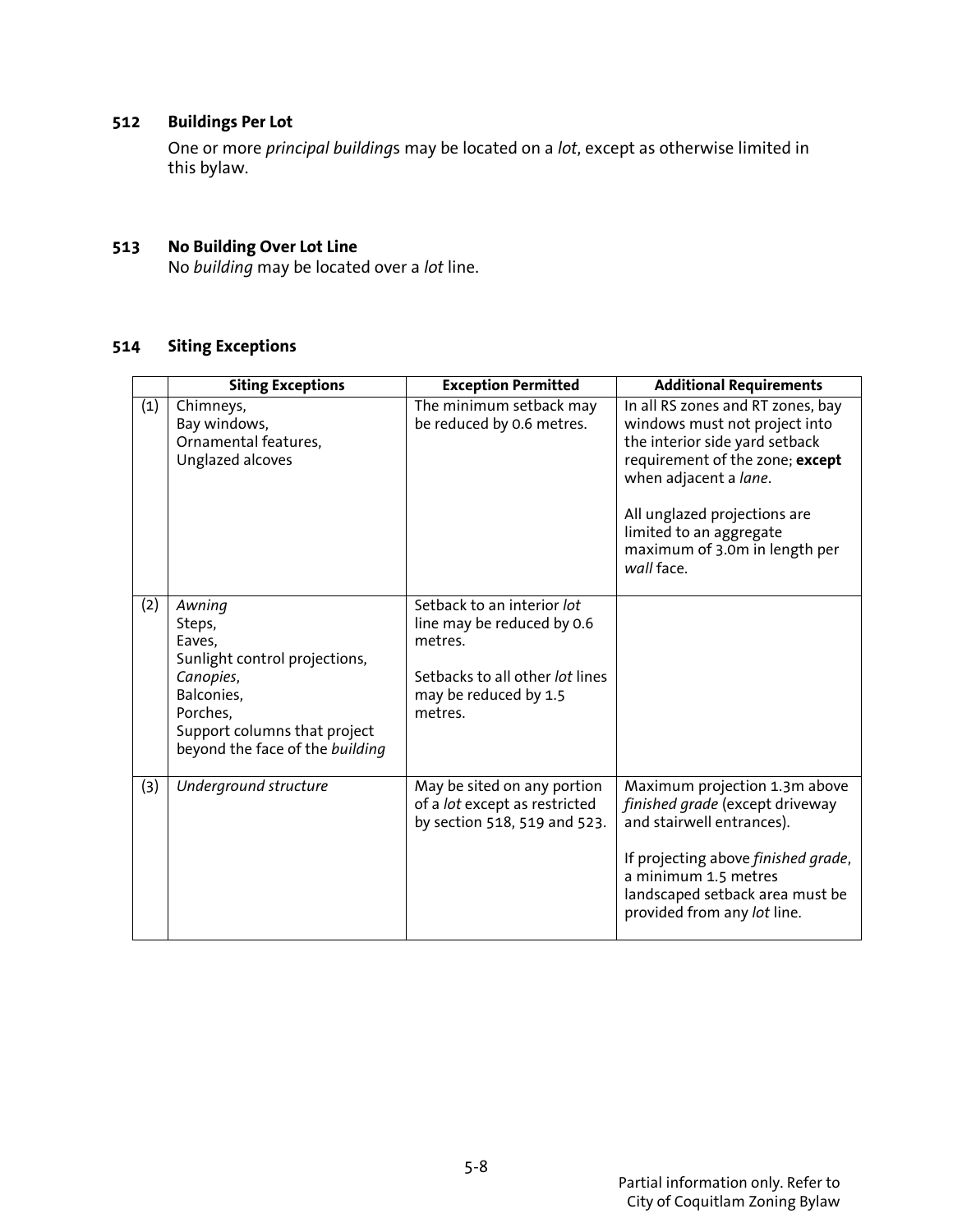### 512 Buildings Per Lot

One or more *principal building*s may be located on a *lot*, except as otherwise limited in this bylaw.

### 513 No Building Over Lot Line

No *building* may be located over a *lot* line.

### 514 Siting Exceptions

| | Siting Exceptions | Exception Permitted | Additional Requirements |
|---|---|---|---|
| (1) | Chimneys,<br>Bay windows,<br>Ornamental features,<br>Unglazed alcoves | The minimum setback may be reduced by 0.6 metres. | In all RS zones and RT zones, bay windows must not project into the interior side yard setback requirement of the zone; **except** when adjacent a *lane*.<br><br>All unglazed projections are limited to an aggregate maximum of 3.0m in length per *wall* face. |
| (2) | *Awning*<br>Steps,<br>Eaves,<br>Sunlight control projections,<br>*Canopies*,<br>Balconies,<br>Porches,<br>Support columns that project beyond the face of the *building* | Setback to an interior *lot* line may be reduced by 0.6 metres.<br><br>Setbacks to all other *lot* lines may be reduced by 1.5 metres. | |
| (3) | *Underground structure* | May be sited on any portion of a *lot* except as restricted by section 518, 519 and 523. | Maximum projection 1.3m above *finished grade* (except driveway and stairwell entrances).<br><br>If projecting above *finished grade*, a minimum 1.5 metres landscaped setback area must be provided from any *lot* line. |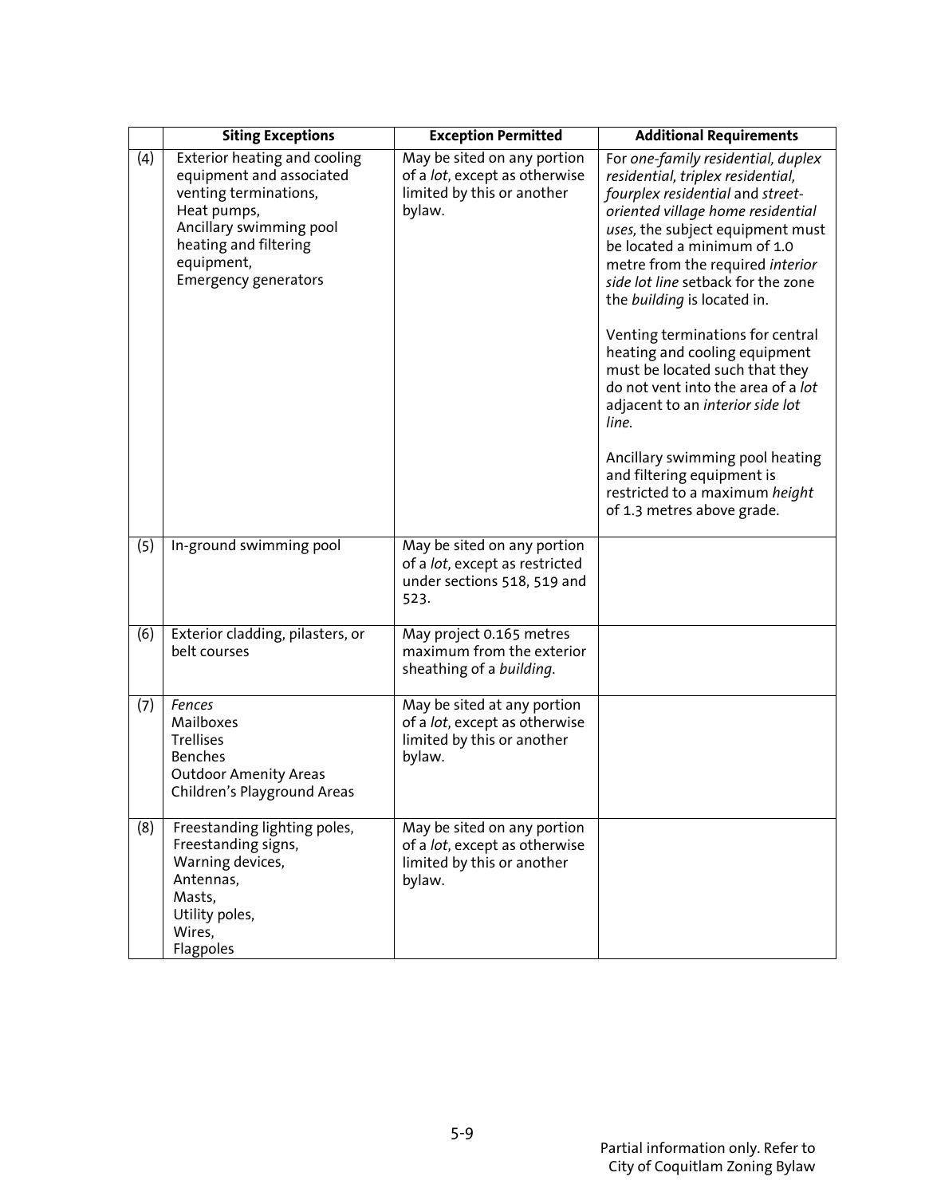| | Siting Exceptions | Exception Permitted | Additional Requirements |
|---|---|---|---|
| (4) | Exterior heating and cooling equipment and associated venting terminations,<br>Heat pumps,<br>Ancillary swimming pool heating and filtering equipment,<br>Emergency generators | May be sited on any portion of a *lot*, except as otherwise limited by this or another bylaw. | For *one-family residential, duplex residential, triplex residential, fourplex residential* and *street-oriented village home residential uses*, the subject equipment must be located a minimum of 1.0 metre from the required *interior side lot line* setback for the zone the *building* is located in.<br><br>Venting terminations for central heating and cooling equipment must be located such that they do not vent into the area of a *lot* adjacent to an *interior side lot line*.<br><br>Ancillary swimming pool heating and filtering equipment is restricted to a maximum *height* of 1.3 metres above grade. |
| (5) | In-ground swimming pool | May be sited on any portion of a *lot*, except as restricted under sections 518, 519 and 523. | |
| (6) | Exterior cladding, pilasters, or belt courses | May project 0.165 metres maximum from the exterior sheathing of a *building*. | |
| (7) | *Fences*<br>Mailboxes<br>Trellises<br>Benches<br>Outdoor Amenity Areas<br>Children's Playground Areas | May be sited at any portion of a *lot*, except as otherwise limited by this or another bylaw. | |
| (8) | Freestanding lighting poles,<br>Freestanding signs,<br>Warning devices,<br>Antennas,<br>Masts,<br>Utility poles,<br>Wires,<br>Flagpoles | May be sited on any portion of a *lot*, except as otherwise limited by this or another bylaw. | |

Partial information only. Refer to City of Coquitlam Zoning Bylaw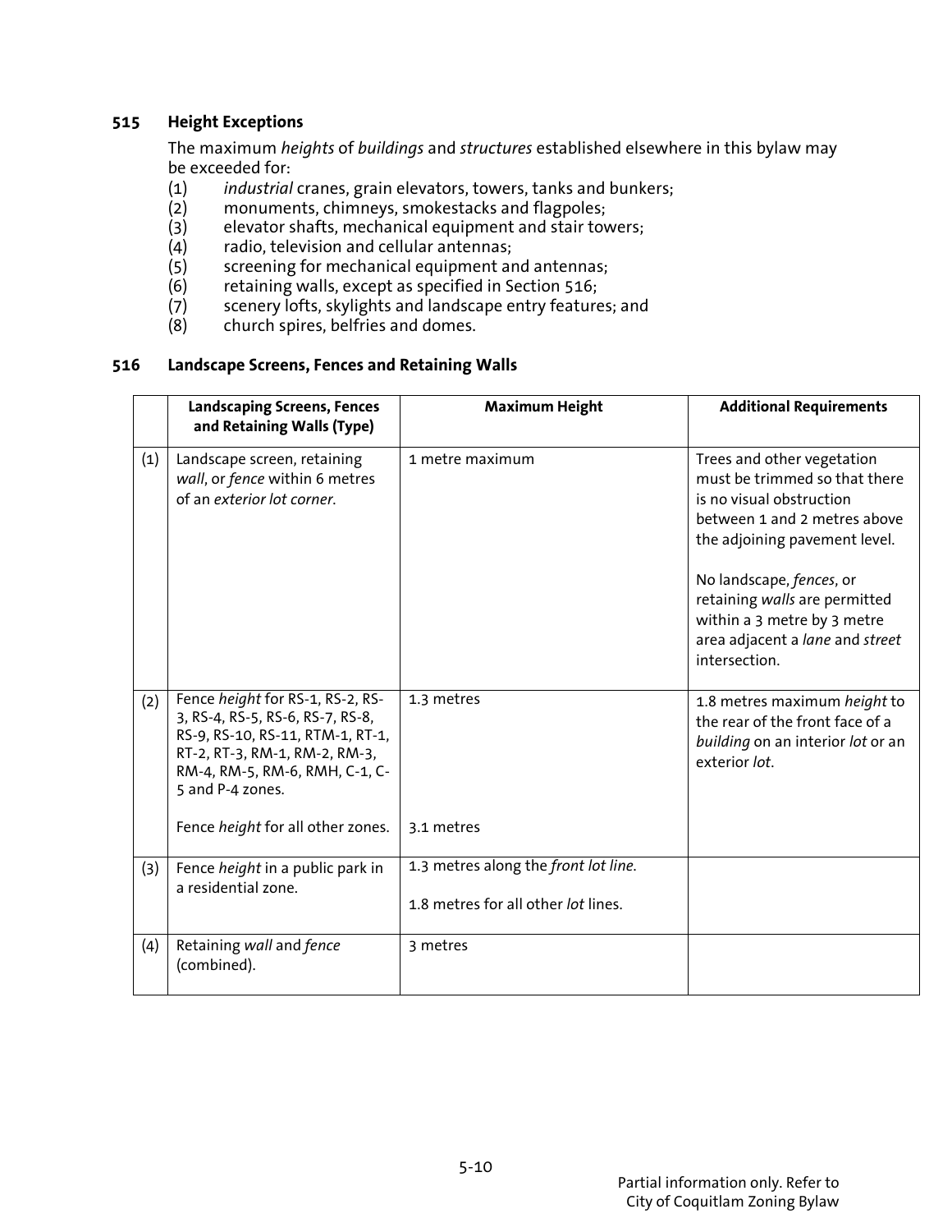### 515 Height Exceptions

The maximum *heights* of *buildings* and *structures* established elsewhere in this bylaw may be exceeded for:

(1) *industrial* cranes, grain elevators, towers, tanks and bunkers;
(2) monuments, chimneys, smokestacks and flagpoles;
(3) elevator shafts, mechanical equipment and stair towers;
(4) radio, television and cellular antennas;
(5) screening for mechanical equipment and antennas;
(6) retaining walls, except as specified in Section 516;
(7) scenery lofts, skylights and landscape entry features; and
(8) church spires, belfries and domes.

### 516 Landscape Screens, Fences and Retaining Walls

| | Landscaping Screens, Fences and Retaining Walls (Type) | Maximum Height | Additional Requirements |
|---|---|---|---|
| (1) | Landscape screen, retaining *wall*, or *fence* within 6 metres of an *exterior lot corner*. | 1 metre maximum | Trees and other vegetation must be trimmed so that there is no visual obstruction between 1 and 2 metres above the adjoining pavement level.<br><br>No landscape, *fences*, or retaining *walls* are permitted within a 3 metre by 3 metre area adjacent a *lane* and *street* intersection. |
| (2) | Fence *height* for RS-1, RS-2, RS-3, RS-4, RS-5, RS-6, RS-7, RS-8, RS-9, RS-10, RS-11, RTM-1, RT-1, RT-2, RT-3, RM-1, RM-2, RM-3, RM-4, RM-5, RM-6, RMH, C-1, C-5 and P-4 zones.<br><br>Fence *height* for all other zones. | 1.3 metres<br><br>3.1 metres | 1.8 metres maximum *height* to the rear of the front face of a *building* on an interior *lot* or an exterior *lot*. |
| (3) | Fence *height* in a public park in a residential zone. | 1.3 metres along the *front lot line*.<br><br>1.8 metres for all other *lot* lines. | |
| (4) | Retaining *wall* and *fence* (combined). | 3 metres | |

Partial information only. Refer to City of Coquitlam Zoning Bylaw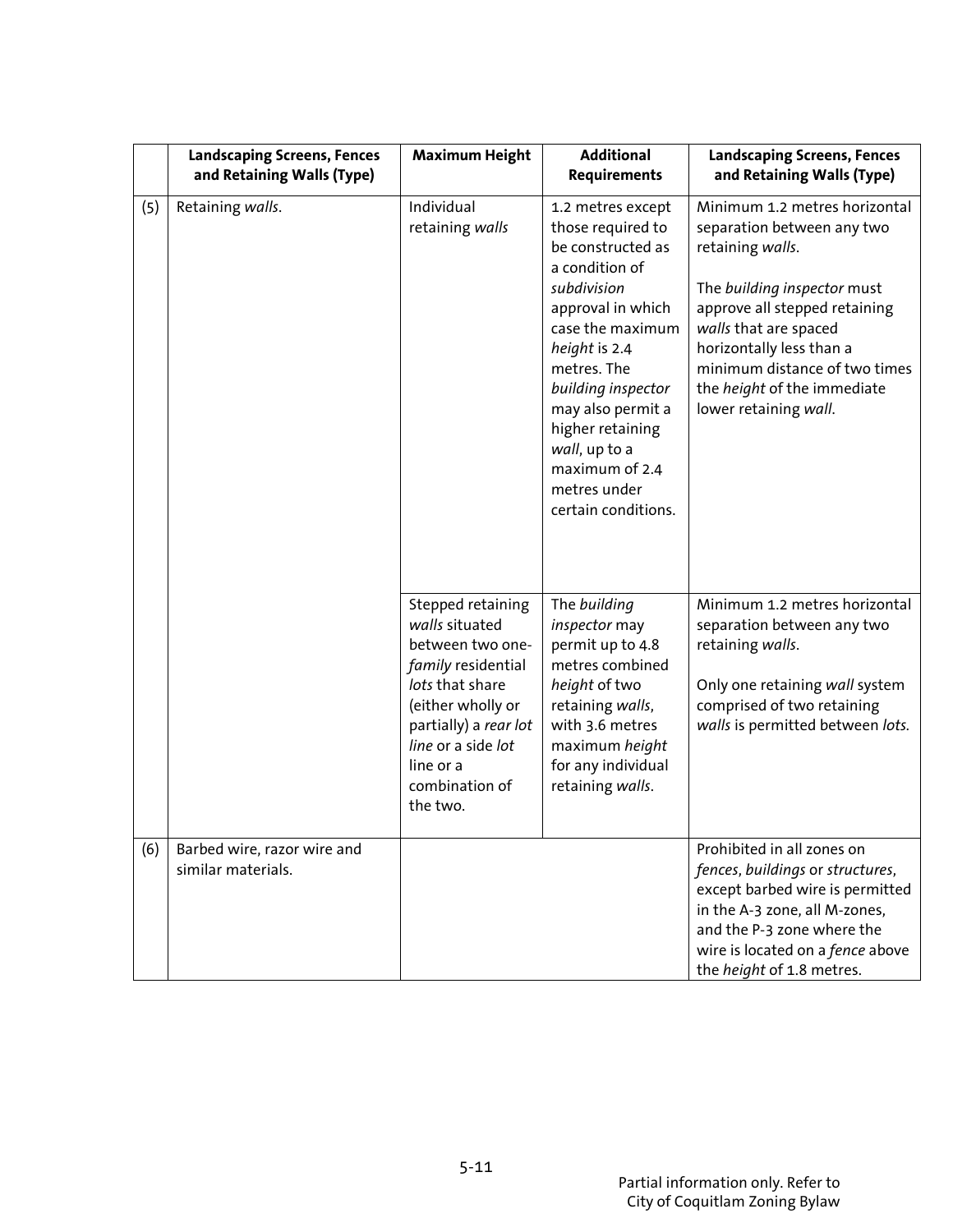| | Landscaping Screens, Fences and Retaining Walls (Type) | Maximum Height | Additional Requirements | Landscaping Screens, Fences and Retaining Walls (Type) |
|---|---|---|---|---|
| (5) | Retaining *walls*. | Individual retaining *walls* | 1.2 metres except those required to be constructed as a condition of *subdivision* approval in which case the maximum *height* is 2.4 metres. The *building inspector* may also permit a higher retaining *wall*, up to a maximum of 2.4 metres under certain conditions. | Minimum 1.2 metres horizontal separation between any two retaining *walls*. The *building inspector* must approve all stepped retaining *walls* that are spaced horizontally less than a minimum distance of two times the *height* of the immediate lower retaining *wall*. |
| | | Stepped retaining *walls* situated between two one-*family* residential *lots* that share (either wholly or partially) a *rear lot line* or a side *lot* line or a combination of the two. | The *building inspector* may permit up to 4.8 metres combined *height* of two retaining *walls*, with 3.6 metres maximum *height* for any individual retaining *walls*. | Minimum 1.2 metres horizontal separation between any two retaining *walls*. Only one retaining *wall* system comprised of two retaining *walls* is permitted between *lots*. |
| (6) | Barbed wire, razor wire and similar materials. | | | Prohibited in all zones on *fences*, *buildings* or *structures*, except barbed wire is permitted in the A-3 zone, all M-zones, and the P-3 zone where the wire is located on a *fence* above the *height* of 1.8 metres. |

Partial information only. Refer to City of Coquitlam Zoning Bylaw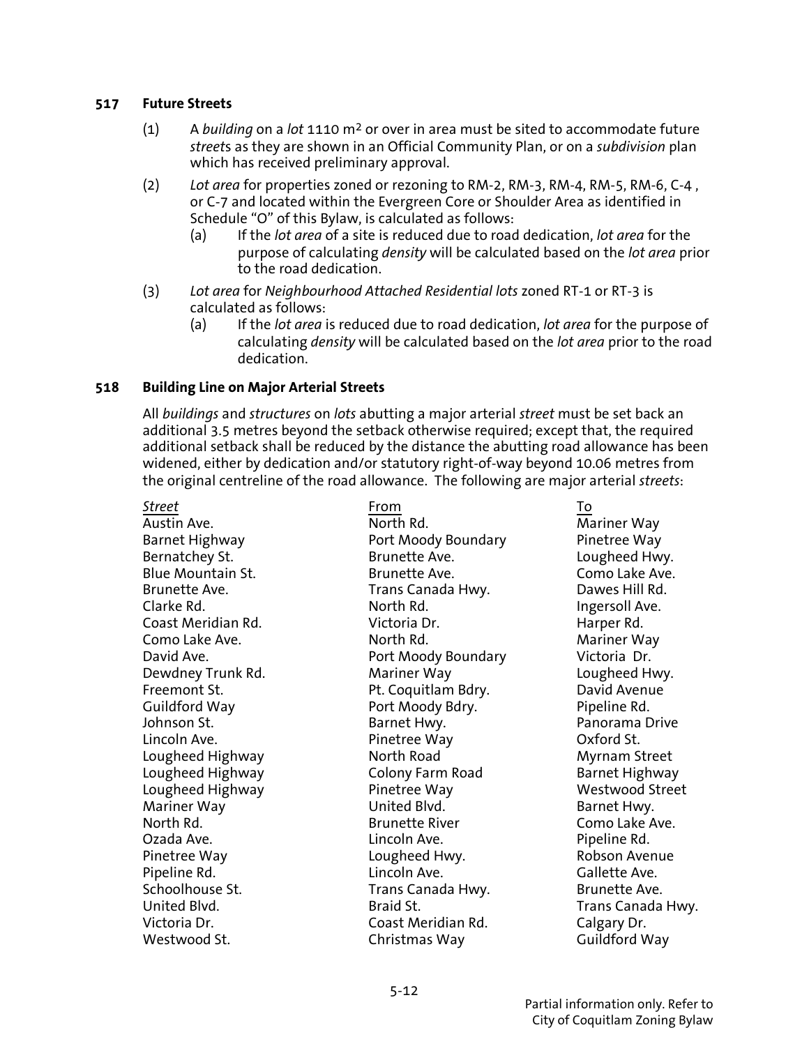### 517 Future Streets

(1) A *building* on a *lot* 1110 m² or over in area must be sited to accommodate future *street*s as they are shown in an Official Community Plan, or on a *subdivision* plan which has received preliminary approval.

(2) *Lot area* for properties zoned or rezoning to RM-2, RM-3, RM-4, RM-5, RM-6, C-4 , or C-7 and located within the Evergreen Core or Shoulder Area as identified in Schedule "O" of this Bylaw, is calculated as follows:

 (a) If the *lot area* of a site is reduced due to road dedication, *lot area* for the purpose of calculating *density* will be calculated based on the *lot area* prior to the road dedication.

(3) *Lot area* for *Neighbourhood Attached Residential lots* zoned RT-1 or RT-3 is calculated as follows:

 (a) If the *lot area* is reduced due to road dedication, *lot area* for the purpose of calculating *density* will be calculated based on the *lot area* prior to the road dedication.

### 518 Building Line on Major Arterial Streets

All *buildings* and *structures* on *lots* abutting a major arterial *street* must be set back an additional 3.5 metres beyond the setback otherwise required; except that, the required additional setback shall be reduced by the distance the abutting road allowance has been widened, either by dedication and/or statutory right-of-way beyond 10.06 metres from the original centreline of the road allowance. The following are major arterial *streets*:

| *Street* | From | To |
|---|---|---|
| Austin Ave. | North Rd. | Mariner Way |
| Barnet Highway | Port Moody Boundary | Pinetree Way |
| Bernatchey St. | Brunette Ave. | Lougheed Hwy. |
| Blue Mountain St. | Brunette Ave. | Como Lake Ave. |
| Brunette Ave. | Trans Canada Hwy. | Dawes Hill Rd. |
| Clarke Rd. | North Rd. | Ingersoll Ave. |
| Coast Meridian Rd. | Victoria Dr. | Harper Rd. |
| Como Lake Ave. | North Rd. | Mariner Way |
| David Ave. | Port Moody Boundary | Victoria Dr. |
| Dewdney Trunk Rd. | Mariner Way | Lougheed Hwy. |
| Freemont St. | Pt. Coquitlam Bdry. | David Avenue |
| Guildford Way | Port Moody Bdry. | Pipeline Rd. |
| Johnson St. | Barnet Hwy. | Panorama Drive |
| Lincoln Ave. | Pinetree Way | Oxford St. |
| Lougheed Highway | North Road | Myrnam Street |
| Lougheed Highway | Colony Farm Road | Barnet Highway |
| Lougheed Highway | Pinetree Way | Westwood Street |
| Mariner Way | United Blvd. | Barnet Hwy. |
| North Rd. | Brunette River | Como Lake Ave. |
| Ozada Ave. | Lincoln Ave. | Pipeline Rd. |
| Pinetree Way | Lougheed Hwy. | Robson Avenue |
| Pipeline Rd. | Lincoln Ave. | Gallette Ave. |
| Schoolhouse St. | Trans Canada Hwy. | Brunette Ave. |
| United Blvd. | Braid St. | Trans Canada Hwy. |
| Victoria Dr. | Coast Meridian Rd. | Calgary Dr. |
| Westwood St. | Christmas Way | Guildford Way |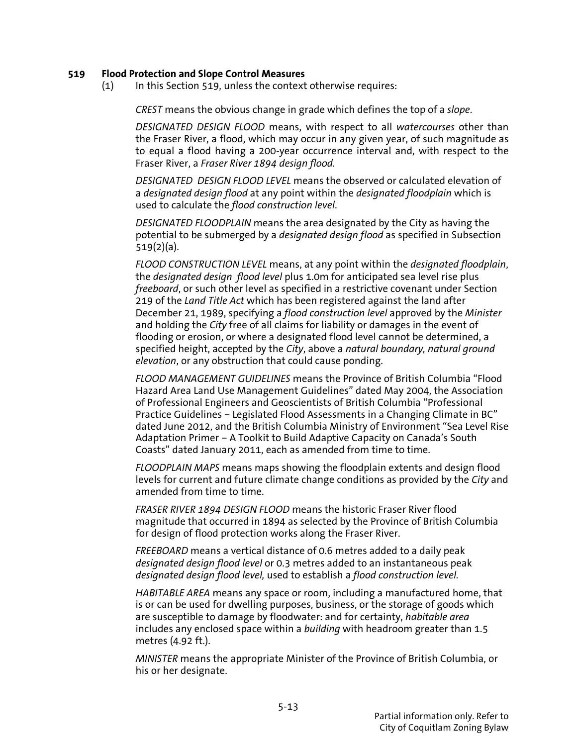**519 Flood Protection and Slope Control Measures**

(1) In this Section 519, unless the context otherwise requires:

*CREST* means the obvious change in grade which defines the top of a *slope*.

*DESIGNATED DESIGN FLOOD* means, with respect to all *watercourses* other than the Fraser River, a flood, which may occur in any given year, of such magnitude as to equal a flood having a 200-year occurrence interval and, with respect to the Fraser River, a *Fraser River 1894 design flood*.

*DESIGNATED DESIGN FLOOD LEVEL* means the observed or calculated elevation of a *designated design flood* at any point within the *designated floodplain* which is used to calculate the *flood construction level*.

*DESIGNATED FLOODPLAIN* means the area designated by the City as having the potential to be submerged by a *designated design flood* as specified in Subsection 519(2)(a).

*FLOOD CONSTRUCTION LEVEL* means, at any point within the *designated floodplain*, the *designated design flood level* plus 1.0m for anticipated sea level rise plus *freeboard*, or such other level as specified in a restrictive covenant under Section 219 of the *Land Title Act* which has been registered against the land after December 21, 1989, specifying a *flood construction level* approved by the *Minister* and holding the *City* free of all claims for liability or damages in the event of flooding or erosion, or where a designated flood level cannot be determined, a specified height, accepted by the *City*, above a *natural boundary, natural ground elevation*, or any obstruction that could cause ponding.

*FLOOD MANAGEMENT GUIDELINES* means the Province of British Columbia "Flood Hazard Area Land Use Management Guidelines" dated May 2004, the Association of Professional Engineers and Geoscientists of British Columbia "Professional Practice Guidelines – Legislated Flood Assessments in a Changing Climate in BC" dated June 2012, and the British Columbia Ministry of Environment "Sea Level Rise Adaptation Primer – A Toolkit to Build Adaptive Capacity on Canada's South Coasts" dated January 2011, each as amended from time to time.

*FLOODPLAIN MAPS* means maps showing the floodplain extents and design flood levels for current and future climate change conditions as provided by the *City* and amended from time to time.

*FRASER RIVER 1894 DESIGN FLOOD* means the historic Fraser River flood magnitude that occurred in 1894 as selected by the Province of British Columbia for design of flood protection works along the Fraser River.

*FREEBOARD* means a vertical distance of 0.6 metres added to a daily peak *designated design flood level* or 0.3 metres added to an instantaneous peak *designated design flood level,* used to establish a *flood construction level.*

*HABITABLE AREA* means any space or room, including a manufactured home, that is or can be used for dwelling purposes, business, or the storage of goods which are susceptible to damage by floodwater: and for certainty, *habitable area* includes any enclosed space within a *building* with headroom greater than 1.5 metres (4.92 ft.).

*MINISTER* means the appropriate Minister of the Province of British Columbia, or his or her designate.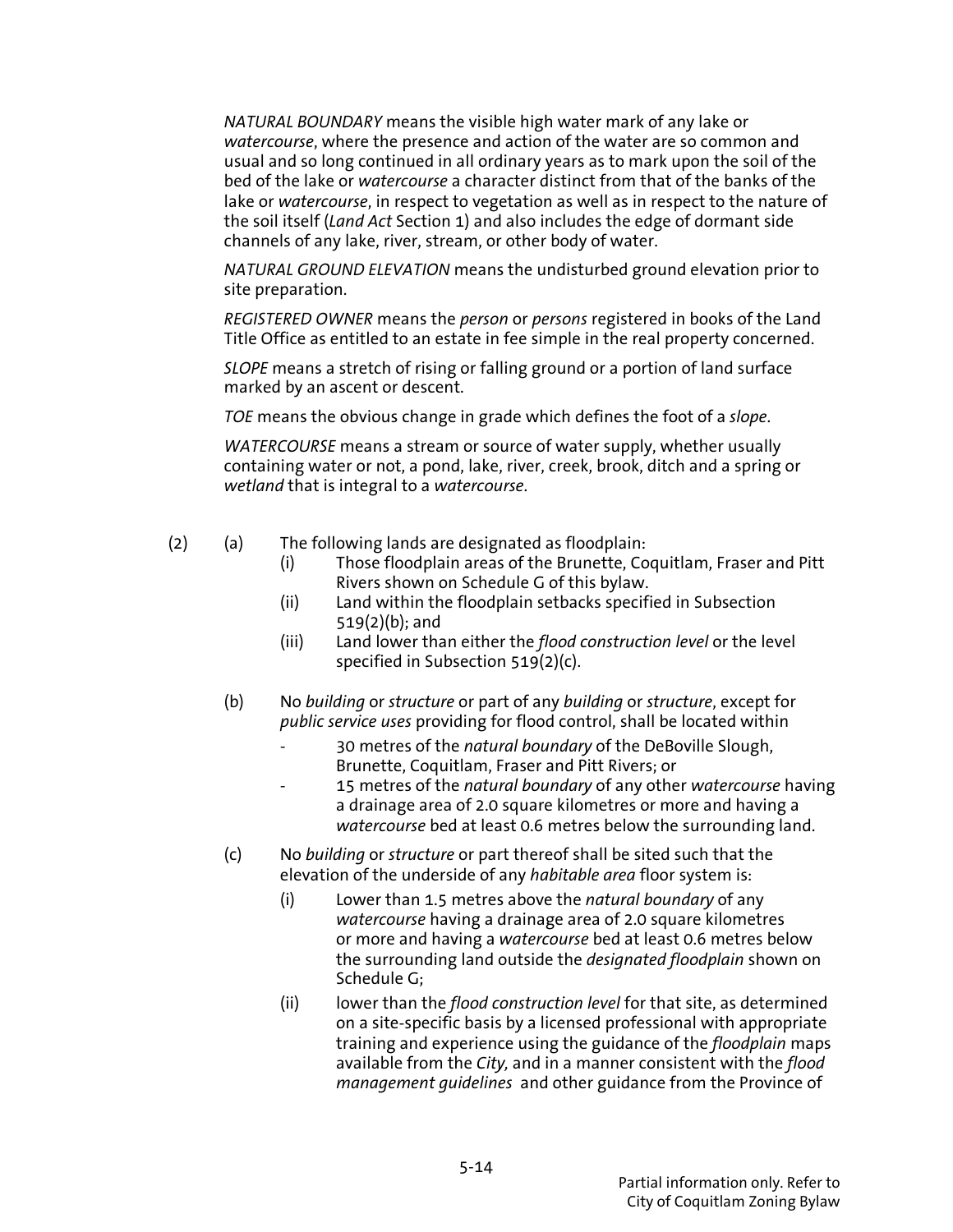*NATURAL BOUNDARY* means the visible high water mark of any lake or *watercourse*, where the presence and action of the water are so common and usual and so long continued in all ordinary years as to mark upon the soil of the bed of the lake or *watercourse* a character distinct from that of the banks of the lake or *watercourse*, in respect to vegetation as well as in respect to the nature of the soil itself (*Land Act* Section 1) and also includes the edge of dormant side channels of any lake, river, stream, or other body of water.

*NATURAL GROUND ELEVATION* means the undisturbed ground elevation prior to site preparation.

*REGISTERED OWNER* means the *person* or *persons* registered in books of the Land Title Office as entitled to an estate in fee simple in the real property concerned.

*SLOPE* means a stretch of rising or falling ground or a portion of land surface marked by an ascent or descent.

*TOE* means the obvious change in grade which defines the foot of a *slope*.

*WATERCOURSE* means a stream or source of water supply, whether usually containing water or not, a pond, lake, river, creek, brook, ditch and a spring or *wetland* that is integral to a *watercourse*.

(2) (a) The following lands are designated as floodplain:

- (i) Those floodplain areas of the Brunette, Coquitlam, Fraser and Pitt Rivers shown on Schedule G of this bylaw.
- (ii) Land within the floodplain setbacks specified in Subsection 519(2)(b); and
- (iii) Land lower than either the *flood construction level* or the level specified in Subsection 519(2)(c).

(b) No *building* or *structure* or part of any *building* or *structure*, except for *public service uses* providing for flood control, shall be located within

- 30 metres of the *natural boundary* of the DeBoville Slough, Brunette, Coquitlam, Fraser and Pitt Rivers; or
- 15 metres of the *natural boundary* of any other *watercourse* having a drainage area of 2.0 square kilometres or more and having a *watercourse* bed at least 0.6 metres below the surrounding land.

(c) No *building* or *structure* or part thereof shall be sited such that the elevation of the underside of any *habitable area* floor system is:

- (i) Lower than 1.5 metres above the *natural boundary* of any *watercourse* having a drainage area of 2.0 square kilometres or more and having a *watercourse* bed at least 0.6 metres below the surrounding land outside the *designated floodplain* shown on Schedule G;
- (ii) lower than the *flood construction level* for that site, as determined on a site-specific basis by a licensed professional with appropriate training and experience using the guidance of the *floodplain* maps available from the *City,* and in a manner consistent with the *flood management guidelines* and other guidance from the Province of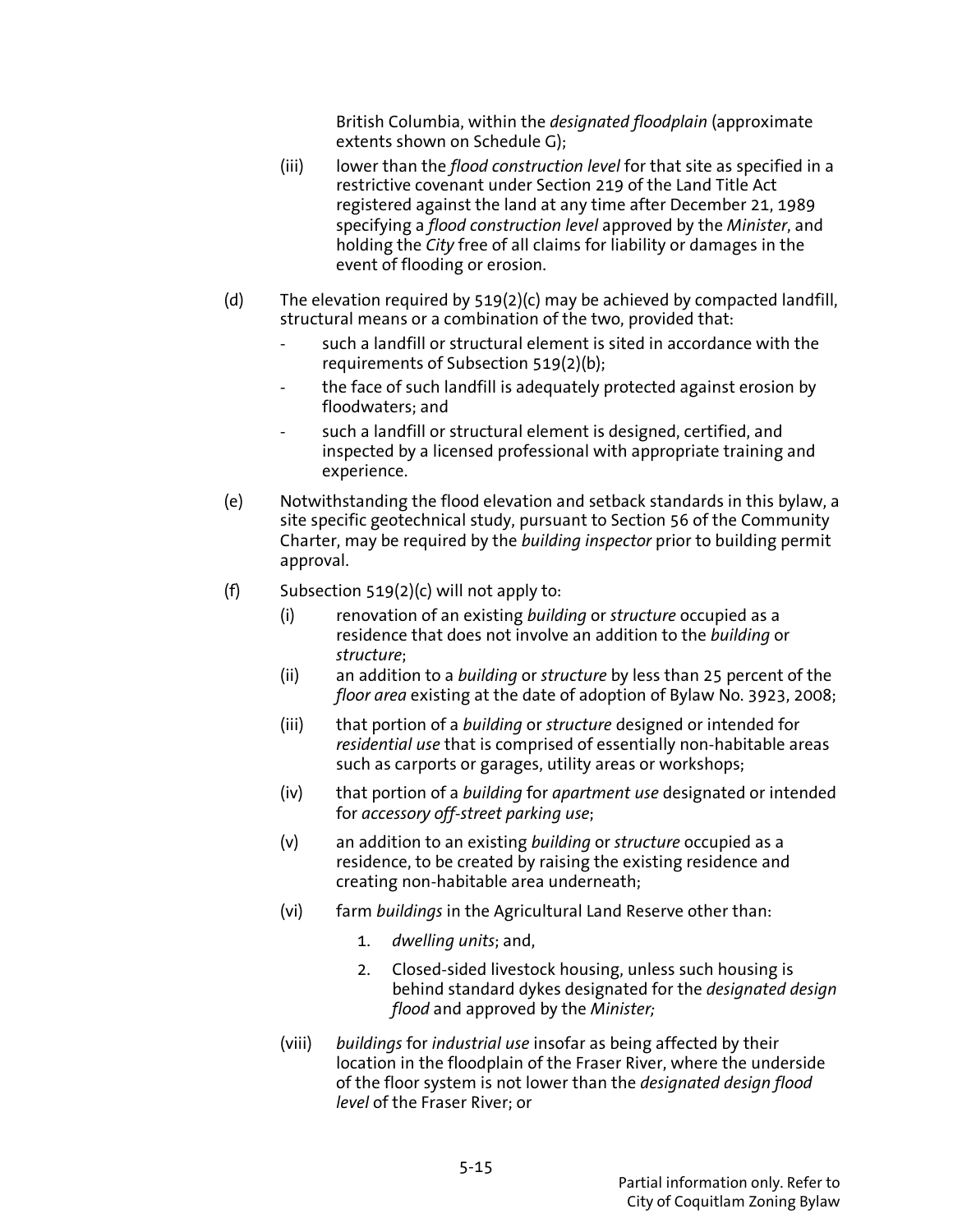British Columbia, within the *designated floodplain* (approximate extents shown on Schedule G);

(iii) lower than the *flood construction level* for that site as specified in a restrictive covenant under Section 219 of the Land Title Act registered against the land at any time after December 21, 1989 specifying a *flood construction level* approved by the *Minister*, and holding the *City* free of all claims for liability or damages in the event of flooding or erosion.

(d) The elevation required by 519(2)(c) may be achieved by compacted landfill, structural means or a combination of the two, provided that:

- such a landfill or structural element is sited in accordance with the requirements of Subsection 519(2)(b);
- the face of such landfill is adequately protected against erosion by floodwaters; and
- such a landfill or structural element is designed, certified, and inspected by a licensed professional with appropriate training and experience.

(e) Notwithstanding the flood elevation and setback standards in this bylaw, a site specific geotechnical study, pursuant to Section 56 of the Community Charter, may be required by the *building inspector* prior to building permit approval.

(f) Subsection 519(2)(c) will not apply to:

(i) renovation of an existing *building* or *structure* occupied as a residence that does not involve an addition to the *building* or *structure*;

(ii) an addition to a *building* or *structure* by less than 25 percent of the *floor area* existing at the date of adoption of Bylaw No. 3923, 2008;

(iii) that portion of a *building* or *structure* designed or intended for *residential use* that is comprised of essentially non-habitable areas such as carports or garages, utility areas or workshops;

(iv) that portion of a *building* for *apartment use* designated or intended for *accessory off-street parking use*;

(v) an addition to an existing *building* or *structure* occupied as a residence, to be created by raising the existing residence and creating non-habitable area underneath;

(vi) farm *buildings* in the Agricultural Land Reserve other than:

1. *dwelling units*; and,
2. Closed-sided livestock housing, unless such housing is behind standard dykes designated for the *designated design flood* and approved by the *Minister;*

(viii) *buildings* for *industrial use* insofar as being affected by their location in the floodplain of the Fraser River, where the underside of the floor system is not lower than the *designated design flood level* of the Fraser River; or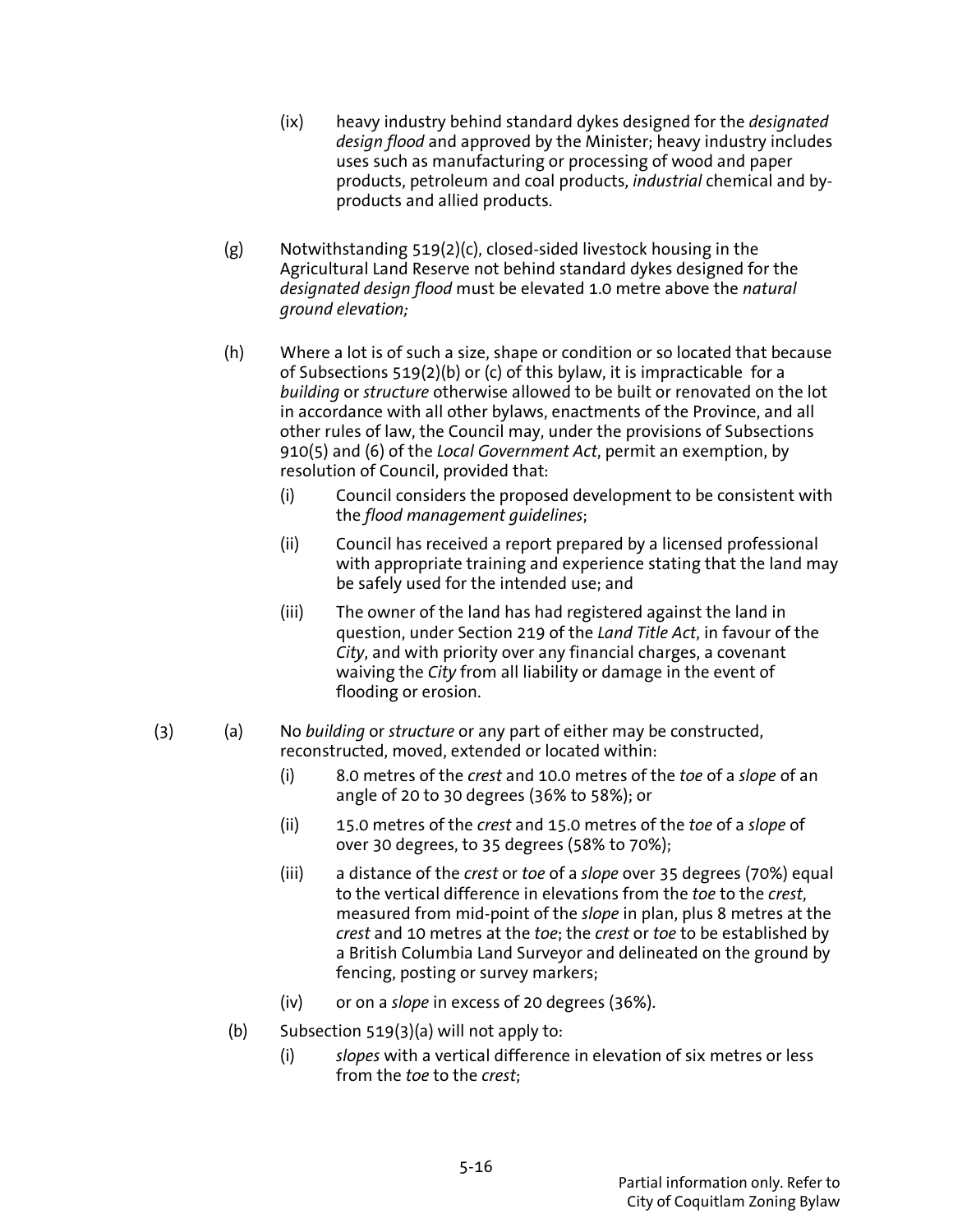- (ix) heavy industry behind standard dykes designed for the *designated design flood* and approved by the Minister; heavy industry includes uses such as manufacturing or processing of wood and paper products, petroleum and coal products, *industrial* chemical and by-products and allied products.

(g) Notwithstanding 519(2)(c), closed-sided livestock housing in the Agricultural Land Reserve not behind standard dykes designed for the *designated design flood* must be elevated 1.0 metre above the *natural ground elevation;*

(h) Where a lot is of such a size, shape or condition or so located that because of Subsections 519(2)(b) or (c) of this bylaw, it is impracticable for a *building* or *structure* otherwise allowed to be built or renovated on the lot in accordance with all other bylaws, enactments of the Province, and all other rules of law, the Council may, under the provisions of Subsections 910(5) and (6) of the *Local Government Act*, permit an exemption, by resolution of Council, provided that:

- (i) Council considers the proposed development to be consistent with the *flood management guidelines*;
- (ii) Council has received a report prepared by a licensed professional with appropriate training and experience stating that the land may be safely used for the intended use; and
- (iii) The owner of the land has had registered against the land in question, under Section 219 of the *Land Title Act*, in favour of the *City*, and with priority over any financial charges, a covenant waiving the *City* from all liability or damage in the event of flooding or erosion.

(3) (a) No *building* or *structure* or any part of either may be constructed, reconstructed, moved, extended or located within:

- (i) 8.0 metres of the *crest* and 10.0 metres of the *toe* of a *slope* of an angle of 20 to 30 degrees (36% to 58%); or
- (ii) 15.0 metres of the *crest* and 15.0 metres of the *toe* of a *slope* of over 30 degrees, to 35 degrees (58% to 70%);
- (iii) a distance of the *crest* or *toe* of a *slope* over 35 degrees (70%) equal to the vertical difference in elevations from the *toe* to the *crest*, measured from mid-point of the *slope* in plan, plus 8 metres at the *crest* and 10 metres at the *toe*; the *crest* or *toe* to be established by a British Columbia Land Surveyor and delineated on the ground by fencing, posting or survey markers;
- (iv) or on a *slope* in excess of 20 degrees (36%).

(b) Subsection 519(3)(a) will not apply to:

- (i) *slopes* with a vertical difference in elevation of six metres or less from the *toe* to the *crest*;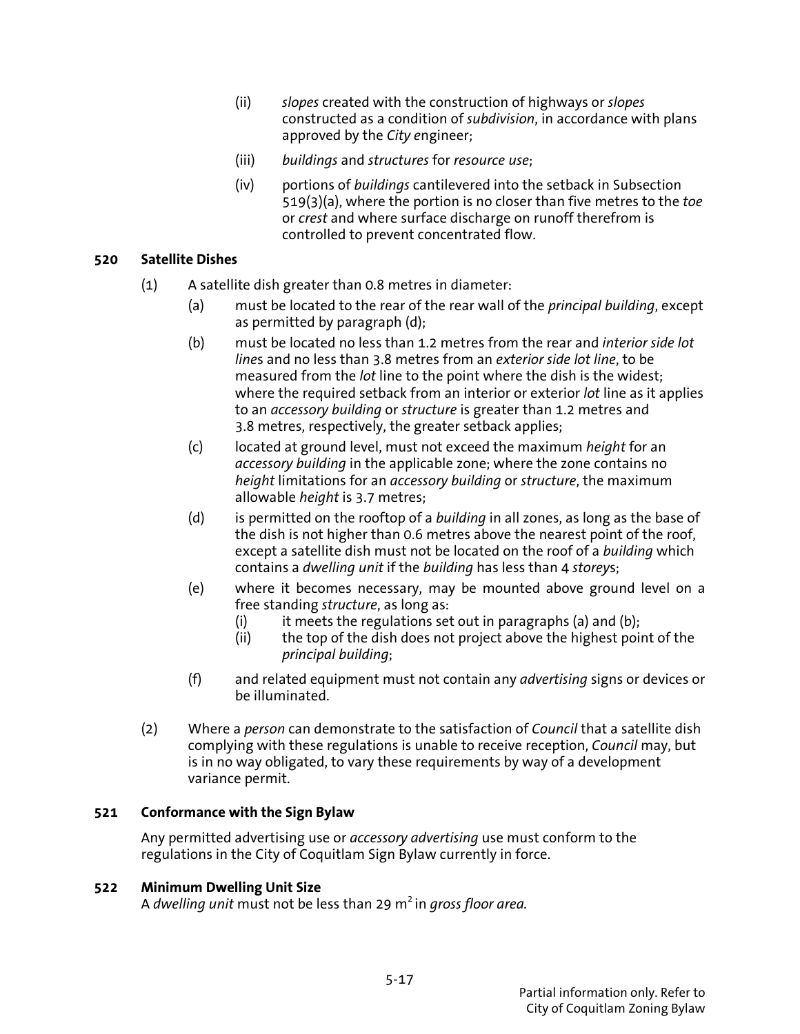(ii) *slopes* created with the construction of highways or *slopes* constructed as a condition of *subdivision*, in accordance with plans approved by the *City e*ngineer;

(iii) *buildings* and *structures* for *resource use*;

(iv) portions of *buildings* cantilevered into the setback in Subsection 519(3)(a), where the portion is no closer than five metres to the *toe* or *crest* and where surface discharge on runoff therefrom is controlled to prevent concentrated flow.

### 520 Satellite Dishes

(1) A satellite dish greater than 0.8 metres in diameter:

(a) must be located to the rear of the rear wall of the *principal building*, except as permitted by paragraph (d);

(b) must be located no less than 1.2 metres from the rear and *interior side lot line*s and no less than 3.8 metres from an *exterior side lot line*, to be measured from the *lot* line to the point where the dish is the widest; where the required setback from an interior or exterior *lot* line as it applies to an *accessory building* or *structure* is greater than 1.2 metres and 3.8 metres, respectively, the greater setback applies;

(c) located at ground level, must not exceed the maximum *height* for an *accessory building* in the applicable zone; where the zone contains no *height* limitations for an *accessory building* or *structure*, the maximum allowable *height* is 3.7 metres;

(d) is permitted on the rooftop of a *building* in all zones, as long as the base of the dish is not higher than 0.6 metres above the nearest point of the roof, except a satellite dish must not be located on the roof of a *building* which contains a *dwelling unit* if the *building* has less than 4 *storey*s;

(e) where it becomes necessary, may be mounted above ground level on a free standing *structure*, as long as:

(i) it meets the regulations set out in paragraphs (a) and (b);

(ii) the top of the dish does not project above the highest point of the *principal building*;

(f) and related equipment must not contain any *advertising* signs or devices or be illuminated.

(2) Where a *person* can demonstrate to the satisfaction of *Council* that a satellite dish complying with these regulations is unable to receive reception, *Council* may, but is in no way obligated, to vary these requirements by way of a development variance permit.

### 521 Conformance with the Sign Bylaw

Any permitted advertising use or *accessory advertising* use must conform to the regulations in the City of Coquitlam Sign Bylaw currently in force.

### 522 Minimum Dwelling Unit Size

A *dwelling unit* must not be less than 29 $m^2$ in *gross floor area*.

Partial information only. Refer to City of Coquitlam Zoning Bylaw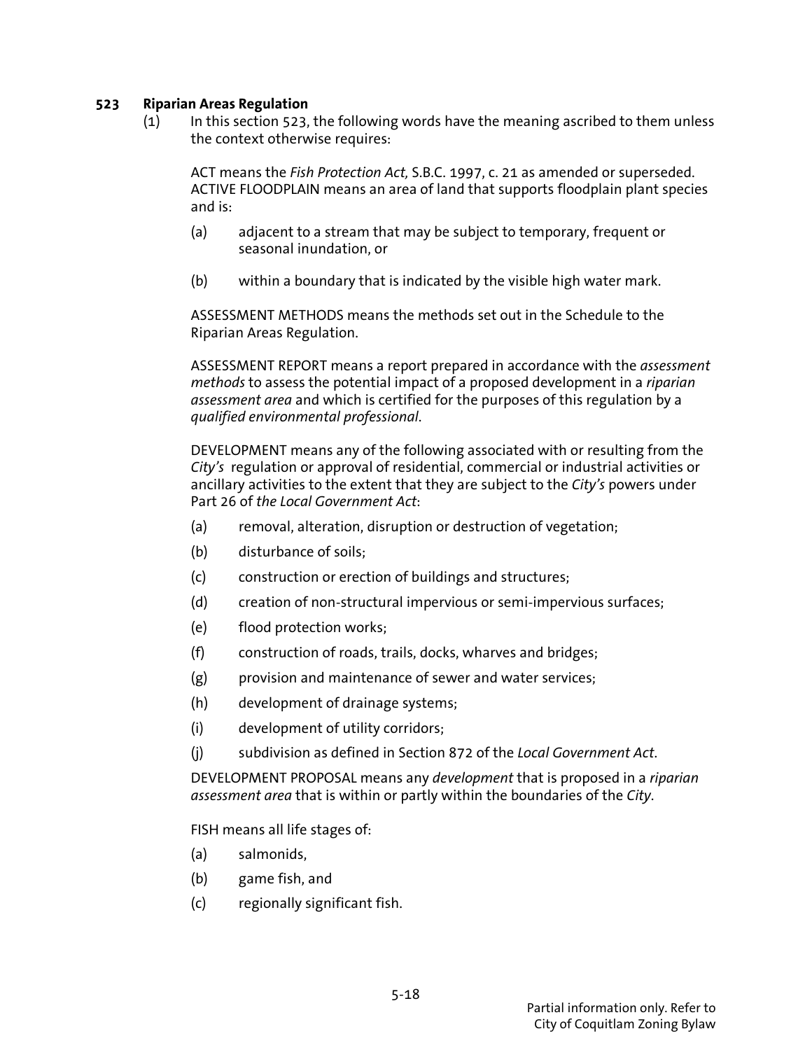**523 Riparian Areas Regulation**

(1) In this section 523, the following words have the meaning ascribed to them unless the context otherwise requires:

ACT means the *Fish Protection Act,* S.B.C. 1997, c. 21 as amended or superseded.
ACTIVE FLOODPLAIN means an area of land that supports floodplain plant species and is:

(a) adjacent to a stream that may be subject to temporary, frequent or seasonal inundation, or

(b) within a boundary that is indicated by the visible high water mark.

ASSESSMENT METHODS means the methods set out in the Schedule to the Riparian Areas Regulation.

ASSESSMENT REPORT means a report prepared in accordance with the *assessment methods* to assess the potential impact of a proposed development in a *riparian assessment area* and which is certified for the purposes of this regulation by a *qualified environmental professional*.

DEVELOPMENT means any of the following associated with or resulting from the *City's* regulation or approval of residential, commercial or industrial activities or ancillary activities to the extent that they are subject to the *City's* powers under Part 26 of *the Local Government Act*:

(a) removal, alteration, disruption or destruction of vegetation;

(b) disturbance of soils;

(c) construction or erection of buildings and structures;

(d) creation of non-structural impervious or semi-impervious surfaces;

(e) flood protection works;

(f) construction of roads, trails, docks, wharves and bridges;

(g) provision and maintenance of sewer and water services;

(h) development of drainage systems;

(i) development of utility corridors;

(j) subdivision as defined in Section 872 of the *Local Government Act*.

DEVELOPMENT PROPOSAL means any *development* that is proposed in a *riparian assessment area* that is within or partly within the boundaries of the *City*.

FISH means all life stages of:

(a) salmonids,

(b) game fish, and

(c) regionally significant fish.

Partial information only. Refer to City of Coquitlam Zoning Bylaw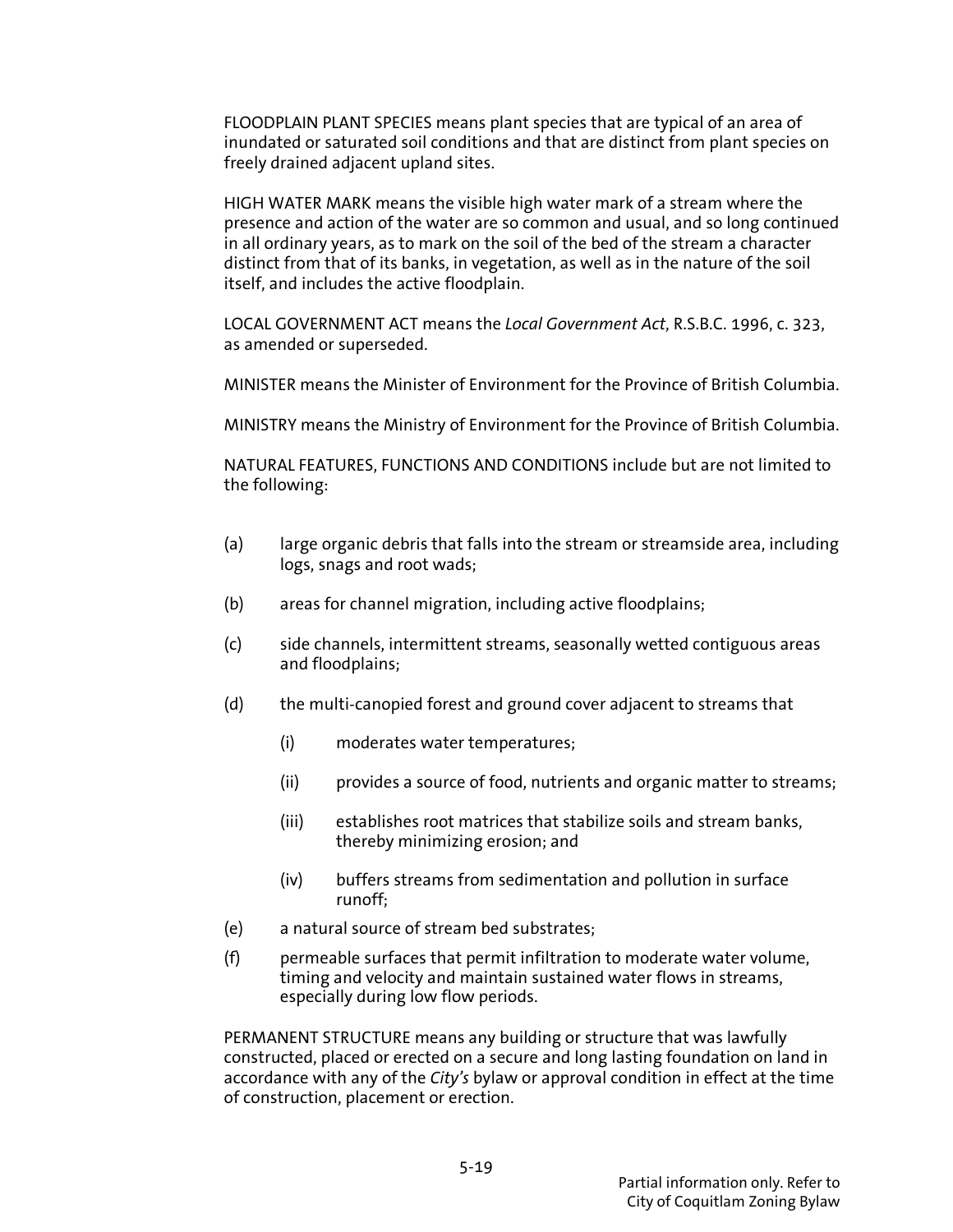FLOODPLAIN PLANT SPECIES means plant species that are typical of an area of inundated or saturated soil conditions and that are distinct from plant species on freely drained adjacent upland sites.

HIGH WATER MARK means the visible high water mark of a stream where the presence and action of the water are so common and usual, and so long continued in all ordinary years, as to mark on the soil of the bed of the stream a character distinct from that of its banks, in vegetation, as well as in the nature of the soil itself, and includes the active floodplain.

LOCAL GOVERNMENT ACT means the *Local Government Act*, R.S.B.C. 1996, c. 323, as amended or superseded.

MINISTER means the Minister of Environment for the Province of British Columbia.

MINISTRY means the Ministry of Environment for the Province of British Columbia.

NATURAL FEATURES, FUNCTIONS AND CONDITIONS include but are not limited to the following:

(a) large organic debris that falls into the stream or streamside area, including logs, snags and root wads;

(b) areas for channel migration, including active floodplains;

(c) side channels, intermittent streams, seasonally wetted contiguous areas and floodplains;

(d) the multi-canopied forest and ground cover adjacent to streams that

  (i) moderates water temperatures;

  (ii) provides a source of food, nutrients and organic matter to streams;

  (iii) establishes root matrices that stabilize soils and stream banks, thereby minimizing erosion; and

  (iv) buffers streams from sedimentation and pollution in surface runoff;

(e) a natural source of stream bed substrates;

(f) permeable surfaces that permit infiltration to moderate water volume, timing and velocity and maintain sustained water flows in streams, especially during low flow periods.

PERMANENT STRUCTURE means any building or structure that was lawfully constructed, placed or erected on a secure and long lasting foundation on land in accordance with any of the *City's* bylaw or approval condition in effect at the time of construction, placement or erection.

Partial information only. Refer to City of Coquitlam Zoning Bylaw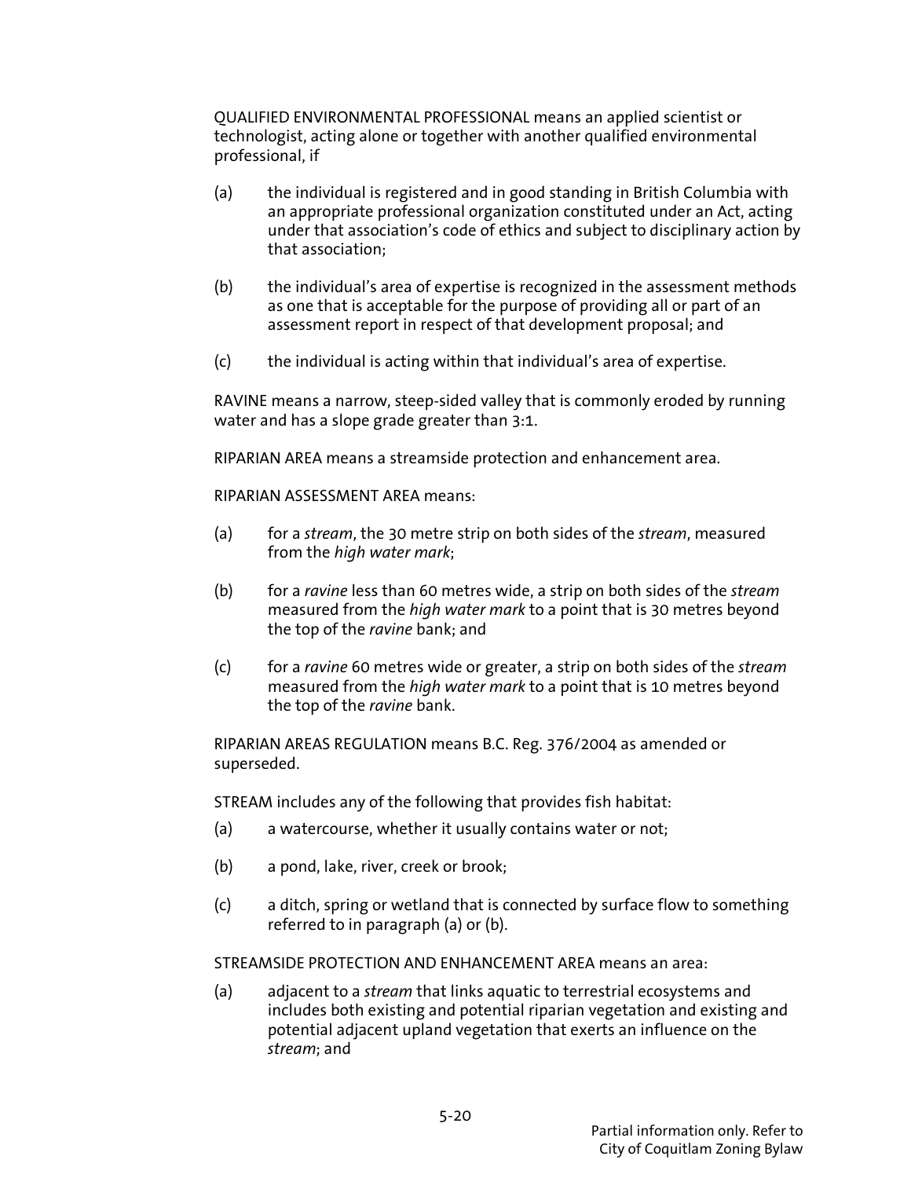QUALIFIED ENVIRONMENTAL PROFESSIONAL means an applied scientist or technologist, acting alone or together with another qualified environmental professional, if

(a) the individual is registered and in good standing in British Columbia with an appropriate professional organization constituted under an Act, acting under that association's code of ethics and subject to disciplinary action by that association;

(b) the individual's area of expertise is recognized in the assessment methods as one that is acceptable for the purpose of providing all or part of an assessment report in respect of that development proposal; and

(c) the individual is acting within that individual's area of expertise.

RAVINE means a narrow, steep-sided valley that is commonly eroded by running water and has a slope grade greater than 3:1.

RIPARIAN AREA means a streamside protection and enhancement area.

RIPARIAN ASSESSMENT AREA means:

(a) for a *stream*, the 30 metre strip on both sides of the *stream*, measured from the *high water mark*;

(b) for a *ravine* less than 60 metres wide, a strip on both sides of the *stream* measured from the *high water mark* to a point that is 30 metres beyond the top of the *ravine* bank; and

(c) for a *ravine* 60 metres wide or greater, a strip on both sides of the *stream* measured from the *high water mark* to a point that is 10 metres beyond the top of the *ravine* bank.

RIPARIAN AREAS REGULATION means B.C. Reg. 376/2004 as amended or superseded.

STREAM includes any of the following that provides fish habitat:

(a) a watercourse, whether it usually contains water or not;

(b) a pond, lake, river, creek or brook;

(c) a ditch, spring or wetland that is connected by surface flow to something referred to in paragraph (a) or (b).

STREAMSIDE PROTECTION AND ENHANCEMENT AREA means an area:

(a) adjacent to a *stream* that links aquatic to terrestrial ecosystems and includes both existing and potential riparian vegetation and existing and potential adjacent upland vegetation that exerts an influence on the *stream*; and

Partial information only. Refer to City of Coquitlam Zoning Bylaw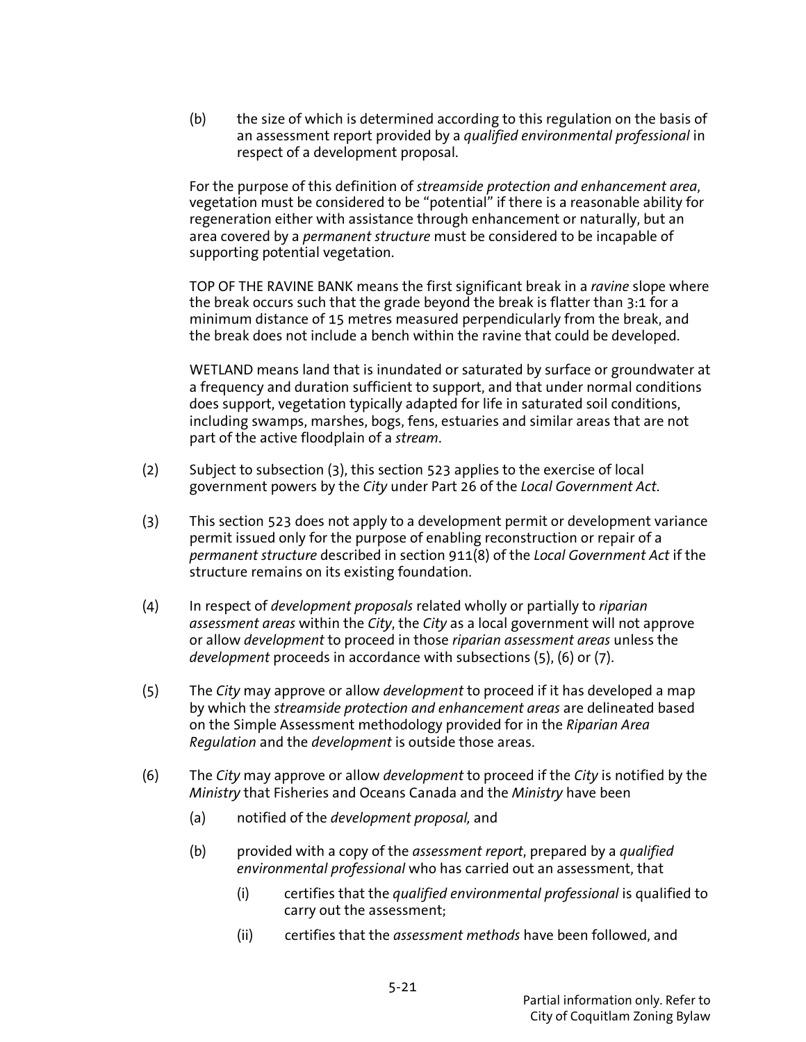(b) the size of which is determined according to this regulation on the basis of an assessment report provided by a *qualified environmental professional* in respect of a development proposal.

For the purpose of this definition of *streamside protection and enhancement area*, vegetation must be considered to be "potential" if there is a reasonable ability for regeneration either with assistance through enhancement or naturally, but an area covered by a *permanent structure* must be considered to be incapable of supporting potential vegetation.

TOP OF THE RAVINE BANK means the first significant break in a *ravine* slope where the break occurs such that the grade beyond the break is flatter than 3:1 for a minimum distance of 15 metres measured perpendicularly from the break, and the break does not include a bench within the ravine that could be developed.

WETLAND means land that is inundated or saturated by surface or groundwater at a frequency and duration sufficient to support, and that under normal conditions does support, vegetation typically adapted for life in saturated soil conditions, including swamps, marshes, bogs, fens, estuaries and similar areas that are not part of the active floodplain of a *stream*.

(2) Subject to subsection (3), this section 523 applies to the exercise of local government powers by the *City* under Part 26 of the *Local Government Act*.

(3) This section 523 does not apply to a development permit or development variance permit issued only for the purpose of enabling reconstruction or repair of a *permanent structure* described in section 911(8) of the *Local Government Act* if the structure remains on its existing foundation.

(4) In respect of *development proposals* related wholly or partially to *riparian assessment areas* within the *City*, the *City* as a local government will not approve or allow *development* to proceed in those *riparian assessment areas* unless the *development* proceeds in accordance with subsections (5), (6) or (7).

(5) The *City* may approve or allow *development* to proceed if it has developed a map by which the *streamside protection and enhancement areas* are delineated based on the Simple Assessment methodology provided for in the *Riparian Area Regulation* and the *development* is outside those areas.

(6) The *City* may approve or allow *development* to proceed if the *City* is notified by the *Ministry* that Fisheries and Oceans Canada and the *Ministry* have been

(a) notified of the *development proposal,* and

(b) provided with a copy of the *assessment report*, prepared by a *qualified environmental professional* who has carried out an assessment, that

(i) certifies that the *qualified environmental professional* is qualified to carry out the assessment;

(ii) certifies that the *assessment methods* have been followed, and

Partial information only. Refer to City of Coquitlam Zoning Bylaw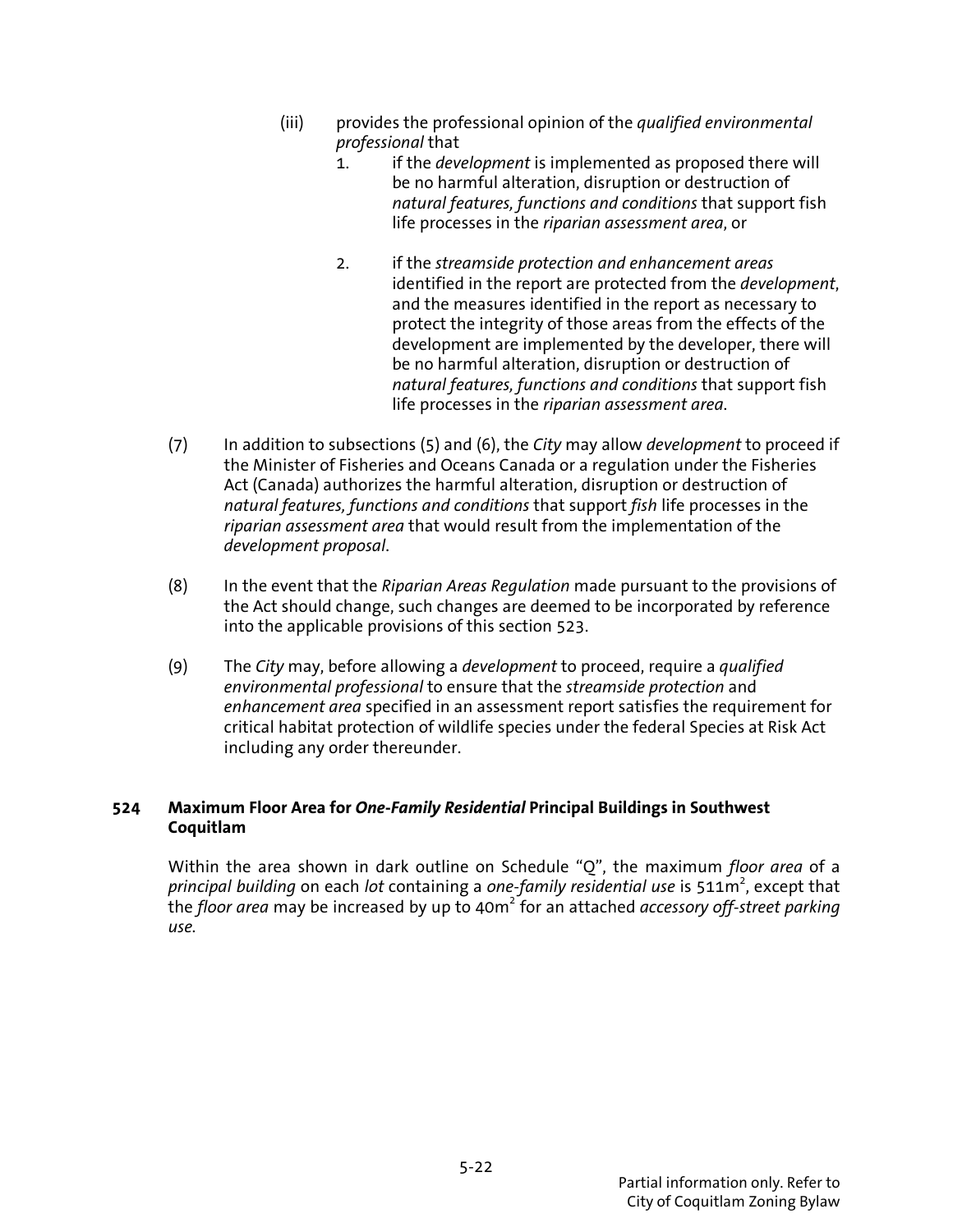(iii) provides the professional opinion of the *qualified environmental professional* that

1. if the *development* is implemented as proposed there will be no harmful alteration, disruption or destruction of *natural features, functions and conditions* that support fish life processes in the *riparian assessment area*, or

2. if the *streamside protection and enhancement areas* identified in the report are protected from the *development*, and the measures identified in the report as necessary to protect the integrity of those areas from the effects of the development are implemented by the developer, there will be no harmful alteration, disruption or destruction of *natural features, functions and conditions* that support fish life processes in the *riparian assessment area*.

(7) In addition to subsections (5) and (6), the *City* may allow *development* to proceed if the Minister of Fisheries and Oceans Canada or a regulation under the Fisheries Act (Canada) authorizes the harmful alteration, disruption or destruction of *natural features, functions and conditions* that support *fish* life processes in the *riparian assessment area* that would result from the implementation of the *development proposal*.

(8) In the event that the *Riparian Areas Regulation* made pursuant to the provisions of the Act should change, such changes are deemed to be incorporated by reference into the applicable provisions of this section 523.

(9) The *City* may, before allowing a *development* to proceed, require a *qualified environmental professional* to ensure that the *streamside protection* and *enhancement area* specified in an assessment report satisfies the requirement for critical habitat protection of wildlife species under the federal Species at Risk Act including any order thereunder.

**524 Maximum Floor Area for *One-Family Residential* Principal Buildings in Southwest Coquitlam**

Within the area shown in dark outline on Schedule "Q", the maximum *floor area* of a *principal building* on each *lot* containing a *one-family residential use* is 511m$^2$, except that the *floor area* may be increased by up to 40m$^2$ for an attached *accessory off-street parking use*.

Partial information only. Refer to City of Coquitlam Zoning Bylaw